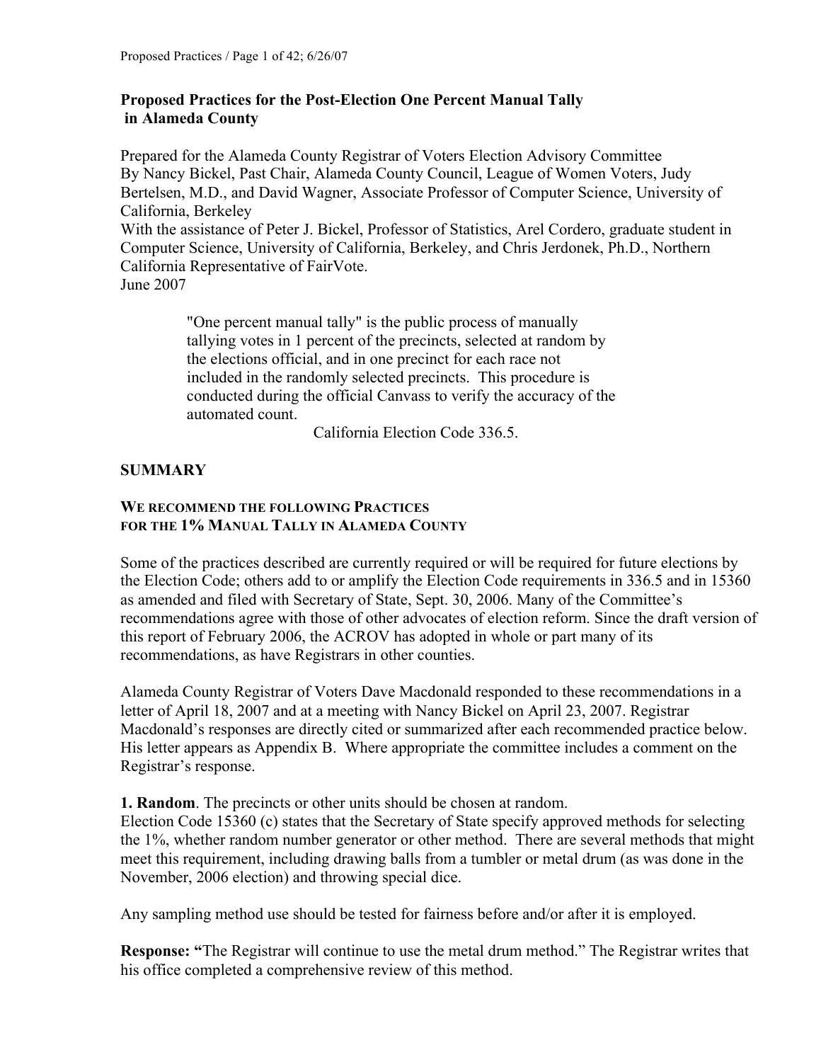# Proposed Practices for the Post-Election One Percent Manual Tally in Alameda County

Prepared for the Alameda County Registrar of Voters Election Advisory Committee
By Nancy Bickel, Past Chair, Alameda County Council, League of Women Voters, Judy Bertelsen, M.D., and David Wagner, Associate Professor of Computer Science, University of California, Berkeley
With the assistance of Peter J. Bickel, Professor of Statistics, Arel Cordero, graduate student in Computer Science, University of California, Berkeley, and Chris Jerdonek, Ph.D., Northern California Representative of FairVote.
June 2007

> "One percent manual tally" is the public process of manually tallying votes in 1 percent of the precincts, selected at random by the elections official, and in one precinct for each race not included in the randomly selected precincts. This procedure is conducted during the official Canvass to verify the accuracy of the automated count.
>
> California Election Code 336.5.

## SUMMARY

### WE RECOMMEND THE FOLLOWING PRACTICES FOR THE 1% MANUAL TALLY IN ALAMEDA COUNTY

Some of the practices described are currently required or will be required for future elections by the Election Code; others add to or amplify the Election Code requirements in 336.5 and in 15360 as amended and filed with Secretary of State, Sept. 30, 2006. Many of the Committee's recommendations agree with those of other advocates of election reform. Since the draft version of this report of February 2006, the ACROV has adopted in whole or part many of its recommendations, as have Registrars in other counties.

Alameda County Registrar of Voters Dave Macdonald responded to these recommendations in a letter of April 18, 2007 and at a meeting with Nancy Bickel on April 23, 2007. Registrar Macdonald's responses are directly cited or summarized after each recommended practice below. His letter appears as Appendix B. Where appropriate the committee includes a comment on the Registrar's response.

**1. Random**. The precincts or other units should be chosen at random.
Election Code 15360 (c) states that the Secretary of State specify approved methods for selecting the 1%, whether random number generator or other method. There are several methods that might meet this requirement, including drawing balls from a tumbler or metal drum (as was done in the November, 2006 election) and throwing special dice.

Any sampling method use should be tested for fairness before and/or after it is employed.

**Response: "**The Registrar will continue to use the metal drum method." The Registrar writes that his office completed a comprehensive review of this method.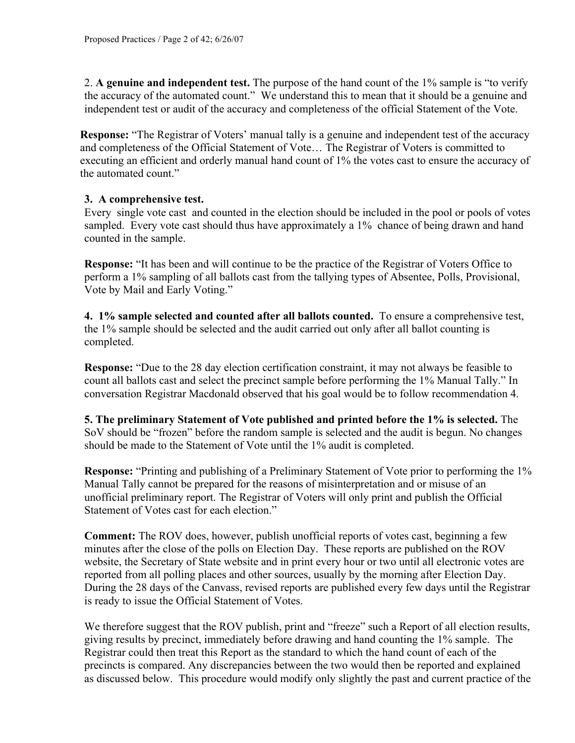2. **A genuine and independent test.** The purpose of the hand count of the 1% sample is "to verify the accuracy of the automated count." We understand this to mean that it should be a genuine and independent test or audit of the accuracy and completeness of the official Statement of the Vote.

**Response:** "The Registrar of Voters' manual tally is a genuine and independent test of the accuracy and completeness of the Official Statement of Vote… The Registrar of Voters is committed to executing an efficient and orderly manual hand count of 1% the votes cast to ensure the accuracy of the automated count."

**3. A comprehensive test.**
Every single vote cast and counted in the election should be included in the pool or pools of votes sampled. Every vote cast should thus have approximately a 1% chance of being drawn and hand counted in the sample.

**Response:** "It has been and will continue to be the practice of the Registrar of Voters Office to perform a 1% sampling of all ballots cast from the tallying types of Absentee, Polls, Provisional, Vote by Mail and Early Voting."

**4. 1% sample selected and counted after all ballots counted.** To ensure a comprehensive test, the 1% sample should be selected and the audit carried out only after all ballot counting is completed.

**Response:** "Due to the 28 day election certification constraint, it may not always be feasible to count all ballots cast and select the precinct sample before performing the 1% Manual Tally." In conversation Registrar Macdonald observed that his goal would be to follow recommendation 4.

**5. The preliminary Statement of Vote published and printed before the 1% is selected.** The SoV should be "frozen" before the random sample is selected and the audit is begun. No changes should be made to the Statement of Vote until the 1% audit is completed.

**Response:** "Printing and publishing of a Preliminary Statement of Vote prior to performing the 1% Manual Tally cannot be prepared for the reasons of misinterpretation and or misuse of an unofficial preliminary report. The Registrar of Voters will only print and publish the Official Statement of Votes cast for each election."

**Comment:** The ROV does, however, publish unofficial reports of votes cast, beginning a few minutes after the close of the polls on Election Day. These reports are published on the ROV website, the Secretary of State website and in print every hour or two until all electronic votes are reported from all polling places and other sources, usually by the morning after Election Day. During the 28 days of the Canvass, revised reports are published every few days until the Registrar is ready to issue the Official Statement of Votes.

We therefore suggest that the ROV publish, print and "freeze" such a Report of all election results, giving results by precinct, immediately before drawing and hand counting the 1% sample. The Registrar could then treat this Report as the standard to which the hand count of each of the precincts is compared. Any discrepancies between the two would then be reported and explained as discussed below. This procedure would modify only slightly the past and current practice of the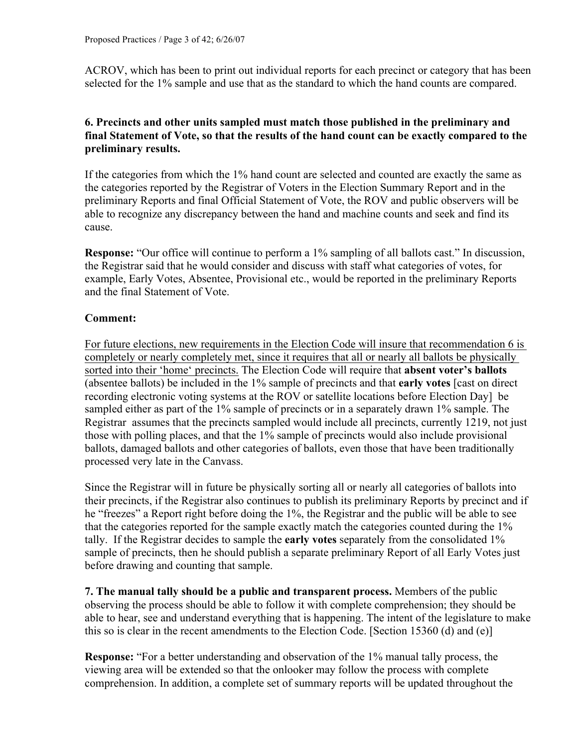ACROV, which has been to print out individual reports for each precinct or category that has been selected for the 1% sample and use that as the standard to which the hand counts are compared.

**6. Precincts and other units sampled must match those published in the preliminary and final Statement of Vote, so that the results of the hand count can be exactly compared to the preliminary results.**

If the categories from which the 1% hand count are selected and counted are exactly the same as the categories reported by the Registrar of Voters in the Election Summary Report and in the preliminary Reports and final Official Statement of Vote, the ROV and public observers will be able to recognize any discrepancy between the hand and machine counts and seek and find its cause.

**Response:** "Our office will continue to perform a 1% sampling of all ballots cast." In discussion, the Registrar said that he would consider and discuss with staff what categories of votes, for example, Early Votes, Absentee, Provisional etc., would be reported in the preliminary Reports and the final Statement of Vote.

**Comment:**

<u>For future elections, new requirements in the Election Code will insure that recommendation 6 is completely or nearly completely met, since it requires that all or nearly all ballots be physically sorted into their 'home' precincts.</u> The Election Code will require that **absent voter's ballots** (absentee ballots) be included in the 1% sample of precincts and that **early votes** [cast on direct recording electronic voting systems at the ROV or satellite locations before Election Day] be sampled either as part of the 1% sample of precincts or in a separately drawn 1% sample. The Registrar assumes that the precincts sampled would include all precincts, currently 1219, not just those with polling places, and that the 1% sample of precincts would also include provisional ballots, damaged ballots and other categories of ballots, even those that have been traditionally processed very late in the Canvass.

Since the Registrar will in future be physically sorting all or nearly all categories of ballots into their precincts, if the Registrar also continues to publish its preliminary Reports by precinct and if he "freezes" a Report right before doing the 1%, the Registrar and the public will be able to see that the categories reported for the sample exactly match the categories counted during the 1% tally. If the Registrar decides to sample the **early votes** separately from the consolidated 1% sample of precincts, then he should publish a separate preliminary Report of all Early Votes just before drawing and counting that sample.

**7. The manual tally should be a public and transparent process.** Members of the public observing the process should be able to follow it with complete comprehension; they should be able to hear, see and understand everything that is happening. The intent of the legislature to make this so is clear in the recent amendments to the Election Code. [Section 15360 (d) and (e)]

**Response:** "For a better understanding and observation of the 1% manual tally process, the viewing area will be extended so that the onlooker may follow the process with complete comprehension. In addition, a complete set of summary reports will be updated throughout the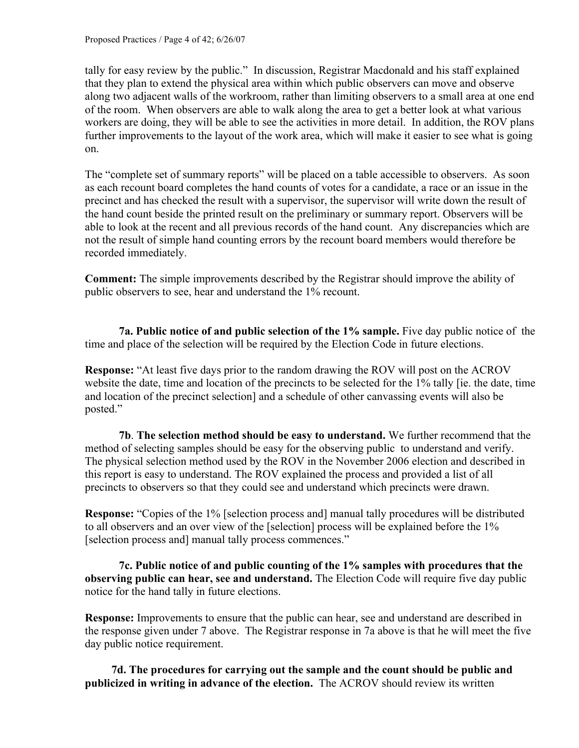tally for easy review by the public." In discussion, Registrar Macdonald and his staff explained that they plan to extend the physical area within which public observers can move and observe along two adjacent walls of the workroom, rather than limiting observers to a small area at one end of the room. When observers are able to walk along the area to get a better look at what various workers are doing, they will be able to see the activities in more detail. In addition, the ROV plans further improvements to the layout of the work area, which will make it easier to see what is going on.

The "complete set of summary reports" will be placed on a table accessible to observers. As soon as each recount board completes the hand counts of votes for a candidate, a race or an issue in the precinct and has checked the result with a supervisor, the supervisor will write down the result of the hand count beside the printed result on the preliminary or summary report. Observers will be able to look at the recent and all previous records of the hand count. Any discrepancies which are not the result of simple hand counting errors by the recount board members would therefore be recorded immediately.

**Comment:** The simple improvements described by the Registrar should improve the ability of public observers to see, hear and understand the 1% recount.

**7a. Public notice of and public selection of the 1% sample.** Five day public notice of the time and place of the selection will be required by the Election Code in future elections.

**Response:** "At least five days prior to the random drawing the ROV will post on the ACROV website the date, time and location of the precincts to be selected for the 1% tally [ie. the date, time and location of the precinct selection] and a schedule of other canvassing events will also be posted."

**7b**. **The selection method should be easy to understand.** We further recommend that the method of selecting samples should be easy for the observing public to understand and verify. The physical selection method used by the ROV in the November 2006 election and described in this report is easy to understand. The ROV explained the process and provided a list of all precincts to observers so that they could see and understand which precincts were drawn.

**Response:** "Copies of the 1% [selection process and] manual tally procedures will be distributed to all observers and an over view of the [selection] process will be explained before the 1% [selection process and] manual tally process commences."

**7c. Public notice of and public counting of the 1% samples with procedures that the observing public can hear, see and understand.** The Election Code will require five day public notice for the hand tally in future elections.

**Response:** Improvements to ensure that the public can hear, see and understand are described in the response given under 7 above. The Registrar response in 7a above is that he will meet the five day public notice requirement.

**7d. The procedures for carrying out the sample and the count should be public and publicized in writing in advance of the election.** The ACROV should review its written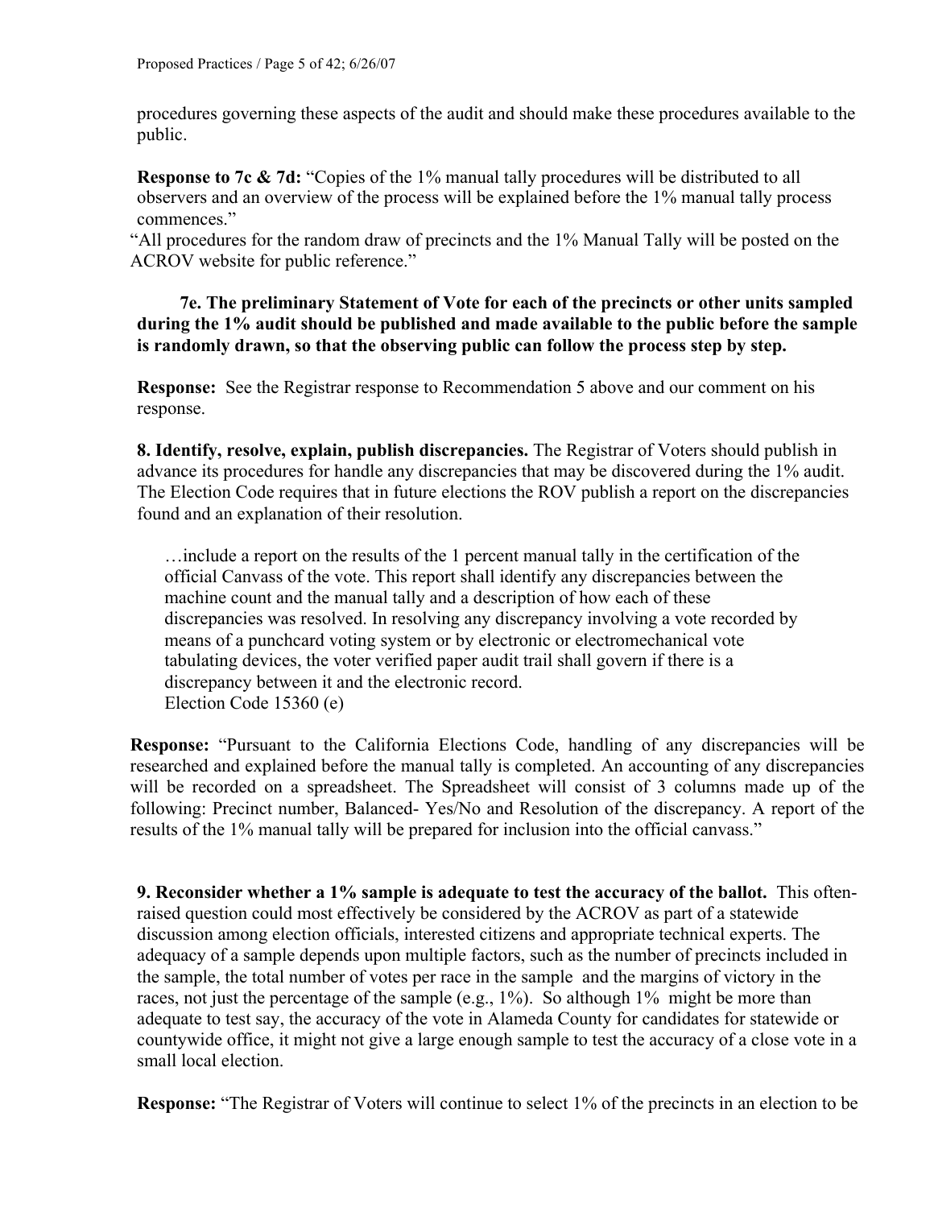procedures governing these aspects of the audit and should make these procedures available to the public.

**Response to 7c & 7d:** "Copies of the 1% manual tally procedures will be distributed to all observers and an overview of the process will be explained before the 1% manual tally process commences."

"All procedures for the random draw of precincts and the 1% Manual Tally will be posted on the ACROV website for public reference."

**7e. The preliminary Statement of Vote for each of the precincts or other units sampled during the 1% audit should be published and made available to the public before the sample is randomly drawn, so that the observing public can follow the process step by step.**

**Response:** See the Registrar response to Recommendation 5 above and our comment on his response.

**8. Identify, resolve, explain, publish discrepancies.** The Registrar of Voters should publish in advance its procedures for handle any discrepancies that may be discovered during the 1% audit. The Election Code requires that in future elections the ROV publish a report on the discrepancies found and an explanation of their resolution.

> …include a report on the results of the 1 percent manual tally in the certification of the official Canvass of the vote. This report shall identify any discrepancies between the machine count and the manual tally and a description of how each of these discrepancies was resolved. In resolving any discrepancy involving a vote recorded by means of a punchcard voting system or by electronic or electromechanical vote tabulating devices, the voter verified paper audit trail shall govern if there is a discrepancy between it and the electronic record.
> Election Code 15360 (e)

**Response:** "Pursuant to the California Elections Code, handling of any discrepancies will be researched and explained before the manual tally is completed. An accounting of any discrepancies will be recorded on a spreadsheet. The Spreadsheet will consist of 3 columns made up of the following: Precinct number, Balanced- Yes/No and Resolution of the discrepancy. A report of the results of the 1% manual tally will be prepared for inclusion into the official canvass."

**9. Reconsider whether a 1% sample is adequate to test the accuracy of the ballot.** This often-raised question could most effectively be considered by the ACROV as part of a statewide discussion among election officials, interested citizens and appropriate technical experts. The adequacy of a sample depends upon multiple factors, such as the number of precincts included in the sample, the total number of votes per race in the sample and the margins of victory in the races, not just the percentage of the sample (e.g., 1%). So although 1% might be more than adequate to test say, the accuracy of the vote in Alameda County for candidates for statewide or countywide office, it might not give a large enough sample to test the accuracy of a close vote in a small local election.

**Response:** "The Registrar of Voters will continue to select 1% of the precincts in an election to be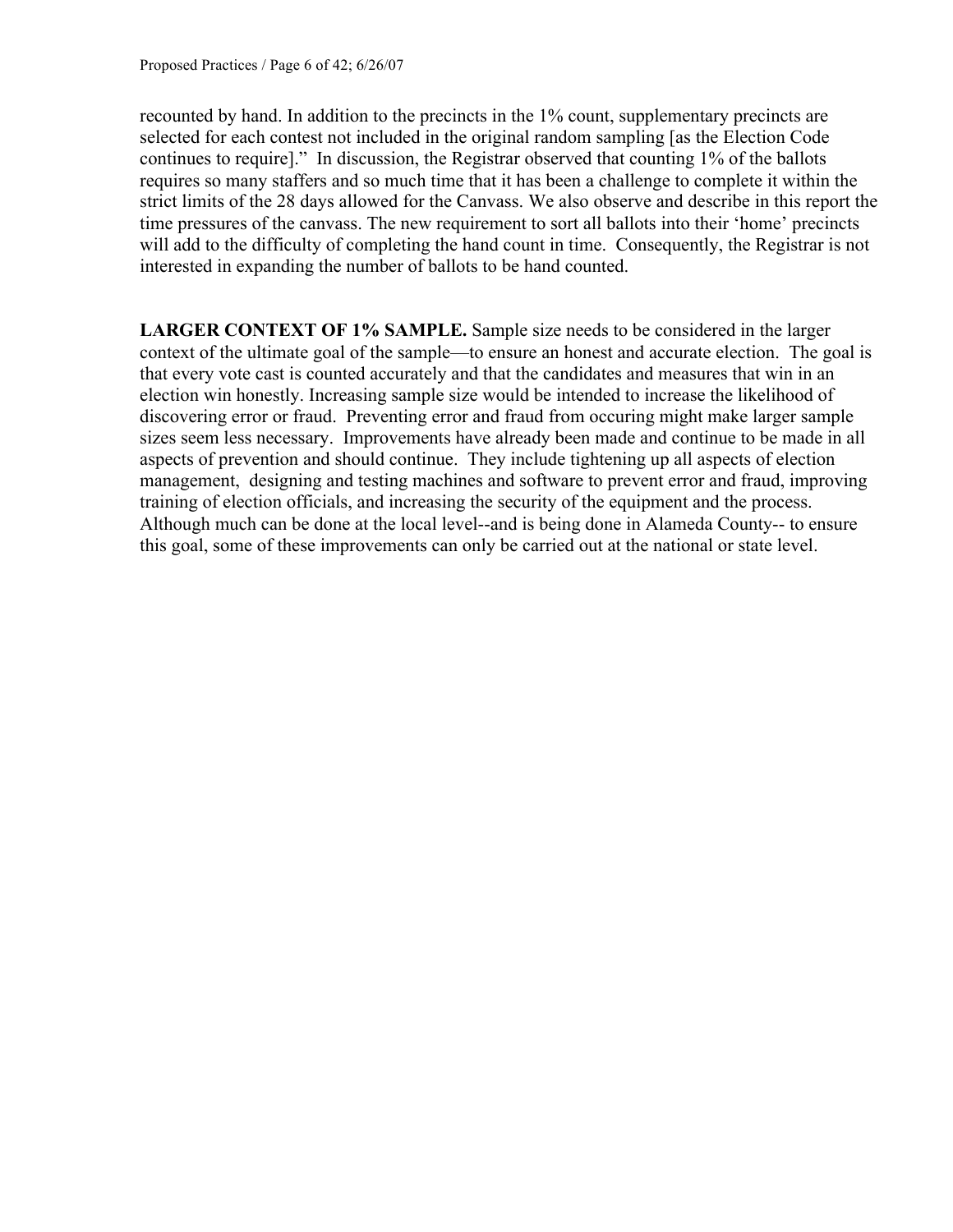recounted by hand. In addition to the precincts in the 1% count, supplementary precincts are selected for each contest not included in the original random sampling [as the Election Code continues to require]." In discussion, the Registrar observed that counting 1% of the ballots requires so many staffers and so much time that it has been a challenge to complete it within the strict limits of the 28 days allowed for the Canvass. We also observe and describe in this report the time pressures of the canvass. The new requirement to sort all ballots into their 'home' precincts will add to the difficulty of completing the hand count in time. Consequently, the Registrar is not interested in expanding the number of ballots to be hand counted.

**LARGER CONTEXT OF 1% SAMPLE.** Sample size needs to be considered in the larger context of the ultimate goal of the sample—to ensure an honest and accurate election. The goal is that every vote cast is counted accurately and that the candidates and measures that win in an election win honestly. Increasing sample size would be intended to increase the likelihood of discovering error or fraud. Preventing error and fraud from occuring might make larger sample sizes seem less necessary. Improvements have already been made and continue to be made in all aspects of prevention and should continue. They include tightening up all aspects of election management, designing and testing machines and software to prevent error and fraud, improving training of election officials, and increasing the security of the equipment and the process. Although much can be done at the local level--and is being done in Alameda County-- to ensure this goal, some of these improvements can only be carried out at the national or state level.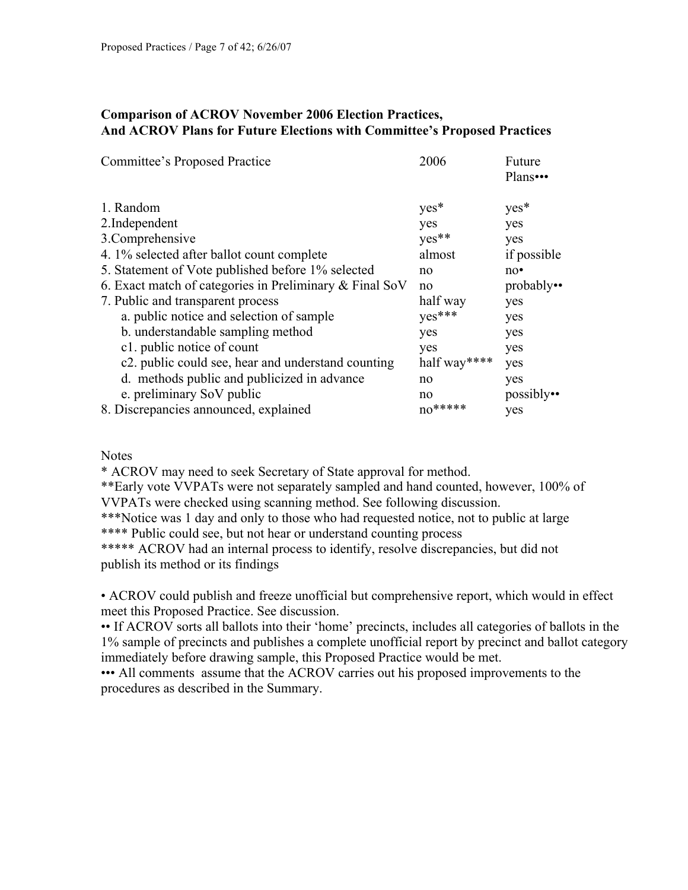**Comparison of ACROV November 2006 Election Practices, And ACROV Plans for Future Elections with Committee's Proposed Practices**

| Committee's Proposed Practice | 2006 | Future Plans••• |
|---|---|---|
| 1. Random | yes* | yes* |
| 2.Independent | yes | yes |
| 3.Comprehensive | yes** | yes |
| 4. 1% selected after ballot count complete | almost | if possible |
| 5. Statement of Vote published before 1% selected | no | no• |
| 6. Exact match of categories in Preliminary & Final SoV | no | probably•• |
| 7. Public and transparent process | half way | yes |
| a. public notice and selection of sample | yes*** | yes |
| b. understandable sampling method | yes | yes |
| c1. public notice of count | yes | yes |
| c2. public could see, hear and understand counting | half way**** | yes |
| d. methods public and publicized in advance | no | yes |
| e. preliminary SoV public | no | possibly•• |
| 8. Discrepancies announced, explained | no***** | yes |

Notes

* ACROV may need to seek Secretary of State approval for method.

**Early vote VVPATs were not separately sampled and hand counted, however, 100% of VVPATs were checked using scanning method. See following discussion.

***Notice was 1 day and only to those who had requested notice, not to public at large

**** Public could see, but not hear or understand counting process

***** ACROV had an internal process to identify, resolve discrepancies, but did not publish its method or its findings

• ACROV could publish and freeze unofficial but comprehensive report, which would in effect meet this Proposed Practice. See discussion.

•• If ACROV sorts all ballots into their 'home' precincts, includes all categories of ballots in the 1% sample of precincts and publishes a complete unofficial report by precinct and ballot category immediately before drawing sample, this Proposed Practice would be met.

••• All comments assume that the ACROV carries out his proposed improvements to the procedures as described in the Summary.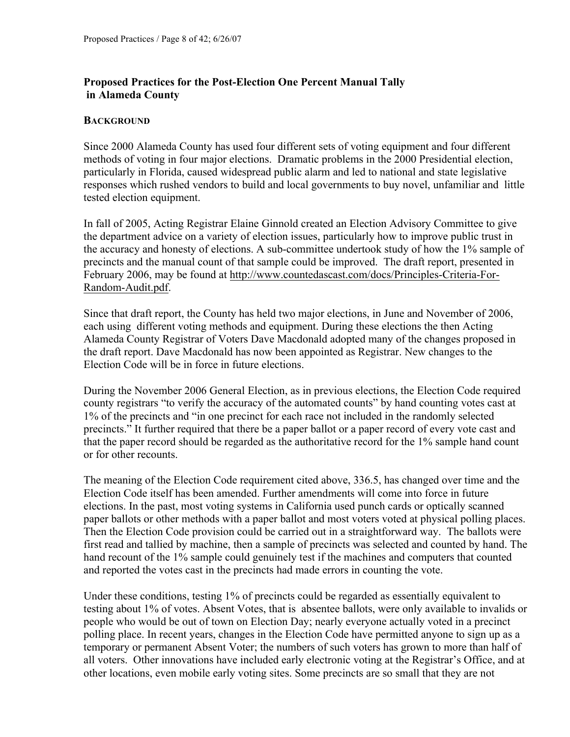**Proposed Practices for the Post-Election One Percent Manual Tally in Alameda County**

**BACKGROUND**

Since 2000 Alameda County has used four different sets of voting equipment and four different methods of voting in four major elections. Dramatic problems in the 2000 Presidential election, particularly in Florida, caused widespread public alarm and led to national and state legislative responses which rushed vendors to build and local governments to buy novel, unfamiliar and little tested election equipment.

In fall of 2005, Acting Registrar Elaine Ginnold created an Election Advisory Committee to give the department advice on a variety of election issues, particularly how to improve public trust in the accuracy and honesty of elections. A sub-committee undertook study of how the 1% sample of precincts and the manual count of that sample could be improved. The draft report, presented in February 2006, may be found at http://www.countedascast.com/docs/Principles-Criteria-For-Random-Audit.pdf.

Since that draft report, the County has held two major elections, in June and November of 2006, each using different voting methods and equipment. During these elections the then Acting Alameda County Registrar of Voters Dave Macdonald adopted many of the changes proposed in the draft report. Dave Macdonald has now been appointed as Registrar. New changes to the Election Code will be in force in future elections.

During the November 2006 General Election, as in previous elections, the Election Code required county registrars "to verify the accuracy of the automated counts" by hand counting votes cast at 1% of the precincts and "in one precinct for each race not included in the randomly selected precincts." It further required that there be a paper ballot or a paper record of every vote cast and that the paper record should be regarded as the authoritative record for the 1% sample hand count or for other recounts.

The meaning of the Election Code requirement cited above, 336.5, has changed over time and the Election Code itself has been amended. Further amendments will come into force in future elections. In the past, most voting systems in California used punch cards or optically scanned paper ballots or other methods with a paper ballot and most voters voted at physical polling places. Then the Election Code provision could be carried out in a straightforward way. The ballots were first read and tallied by machine, then a sample of precincts was selected and counted by hand. The hand recount of the 1% sample could genuinely test if the machines and computers that counted and reported the votes cast in the precincts had made errors in counting the vote.

Under these conditions, testing 1% of precincts could be regarded as essentially equivalent to testing about 1% of votes. Absent Votes, that is absentee ballots, were only available to invalids or people who would be out of town on Election Day; nearly everyone actually voted in a precinct polling place. In recent years, changes in the Election Code have permitted anyone to sign up as a temporary or permanent Absent Voter; the numbers of such voters has grown to more than half of all voters. Other innovations have included early electronic voting at the Registrar's Office, and at other locations, even mobile early voting sites. Some precincts are so small that they are not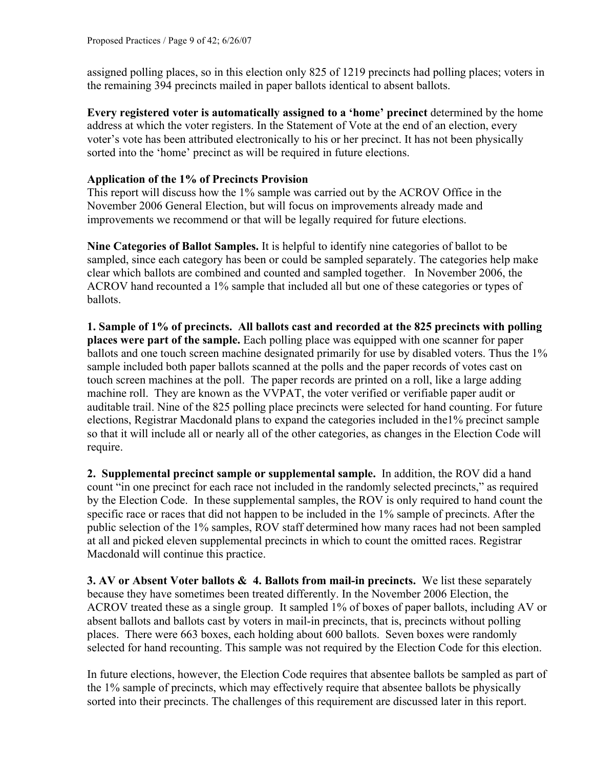assigned polling places, so in this election only 825 of 1219 precincts had polling places; voters in the remaining 394 precincts mailed in paper ballots identical to absent ballots.

**Every registered voter is automatically assigned to a 'home' precinct** determined by the home address at which the voter registers. In the Statement of Vote at the end of an election, every voter's vote has been attributed electronically to his or her precinct. It has not been physically sorted into the 'home' precinct as will be required in future elections.

### Application of the 1% of Precincts Provision

This report will discuss how the 1% sample was carried out by the ACROV Office in the November 2006 General Election, but will focus on improvements already made and improvements we recommend or that will be legally required for future elections.

**Nine Categories of Ballot Samples.** It is helpful to identify nine categories of ballot to be sampled, since each category has been or could be sampled separately. The categories help make clear which ballots are combined and counted and sampled together. In November 2006, the ACROV hand recounted a 1% sample that included all but one of these categories or types of ballots.

**1. Sample of 1% of precincts. All ballots cast and recorded at the 825 precincts with polling places were part of the sample.** Each polling place was equipped with one scanner for paper ballots and one touch screen machine designated primarily for use by disabled voters. Thus the 1% sample included both paper ballots scanned at the polls and the paper records of votes cast on touch screen machines at the poll. The paper records are printed on a roll, like a large adding machine roll. They are known as the VVPAT, the voter verified or verifiable paper audit or auditable trail. Nine of the 825 polling place precincts were selected for hand counting. For future elections, Registrar Macdonald plans to expand the categories included in the1% precinct sample so that it will include all or nearly all of the other categories, as changes in the Election Code will require.

**2. Supplemental precinct sample or supplemental sample.** In addition, the ROV did a hand count "in one precinct for each race not included in the randomly selected precincts," as required by the Election Code. In these supplemental samples, the ROV is only required to hand count the specific race or races that did not happen to be included in the 1% sample of precincts. After the public selection of the 1% samples, ROV staff determined how many races had not been sampled at all and picked eleven supplemental precincts in which to count the omitted races. Registrar Macdonald will continue this practice.

**3. AV or Absent Voter ballots & 4. Ballots from mail-in precincts.** We list these separately because they have sometimes been treated differently. In the November 2006 Election, the ACROV treated these as a single group. It sampled 1% of boxes of paper ballots, including AV or absent ballots and ballots cast by voters in mail-in precincts, that is, precincts without polling places. There were 663 boxes, each holding about 600 ballots. Seven boxes were randomly selected for hand recounting. This sample was not required by the Election Code for this election.

In future elections, however, the Election Code requires that absentee ballots be sampled as part of the 1% sample of precincts, which may effectively require that absentee ballots be physically sorted into their precincts. The challenges of this requirement are discussed later in this report.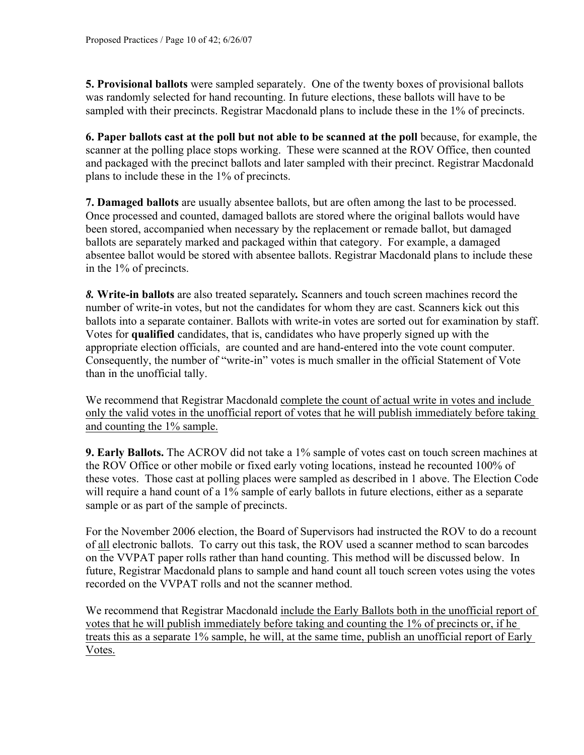**5. Provisional ballots** were sampled separately. One of the twenty boxes of provisional ballots was randomly selected for hand recounting. In future elections, these ballots will have to be sampled with their precincts. Registrar Macdonald plans to include these in the 1% of precincts.

**6. Paper ballots cast at the poll but not able to be scanned at the poll** because, for example, the scanner at the polling place stops working. These were scanned at the ROV Office, then counted and packaged with the precinct ballots and later sampled with their precinct. Registrar Macdonald plans to include these in the 1% of precincts.

**7. Damaged ballots** are usually absentee ballots, but are often among the last to be processed. Once processed and counted, damaged ballots are stored where the original ballots would have been stored, accompanied when necessary by the replacement or remade ballot, but damaged ballots are separately marked and packaged within that category. For example, a damaged absentee ballot would be stored with absentee ballots. Registrar Macdonald plans to include these in the 1% of precincts.

***8.* Write-in ballots** are also treated separately***.*** Scanners and touch screen machines record the number of write-in votes, but not the candidates for whom they are cast. Scanners kick out this ballots into a separate container. Ballots with write-in votes are sorted out for examination by staff. Votes for **qualified** candidates, that is, candidates who have properly signed up with the appropriate election officials, are counted and are hand-entered into the vote count computer. Consequently, the number of "write-in" votes is much smaller in the official Statement of Vote than in the unofficial tally.

We recommend that Registrar Macdonald <u>complete the count of actual write in votes and include only the valid votes in the unofficial report of votes that he will publish immediately before taking and counting the 1% sample.</u>

**9. Early Ballots.** The ACROV did not take a 1% sample of votes cast on touch screen machines at the ROV Office or other mobile or fixed early voting locations, instead he recounted 100% of these votes. Those cast at polling places were sampled as described in 1 above. The Election Code will require a hand count of a 1% sample of early ballots in future elections, either as a separate sample or as part of the sample of precincts.

For the November 2006 election, the Board of Supervisors had instructed the ROV to do a recount of <u>all</u> electronic ballots. To carry out this task, the ROV used a scanner method to scan barcodes on the VVPAT paper rolls rather than hand counting. This method will be discussed below. In future, Registrar Macdonald plans to sample and hand count all touch screen votes using the votes recorded on the VVPAT rolls and not the scanner method.

We recommend that Registrar Macdonald <u>include the Early Ballots both in the unofficial report of votes that he will publish immediately before taking and counting the 1% of precincts or, if he treats this as a separate 1% sample, he will, at the same time, publish an unofficial report of Early Votes.</u>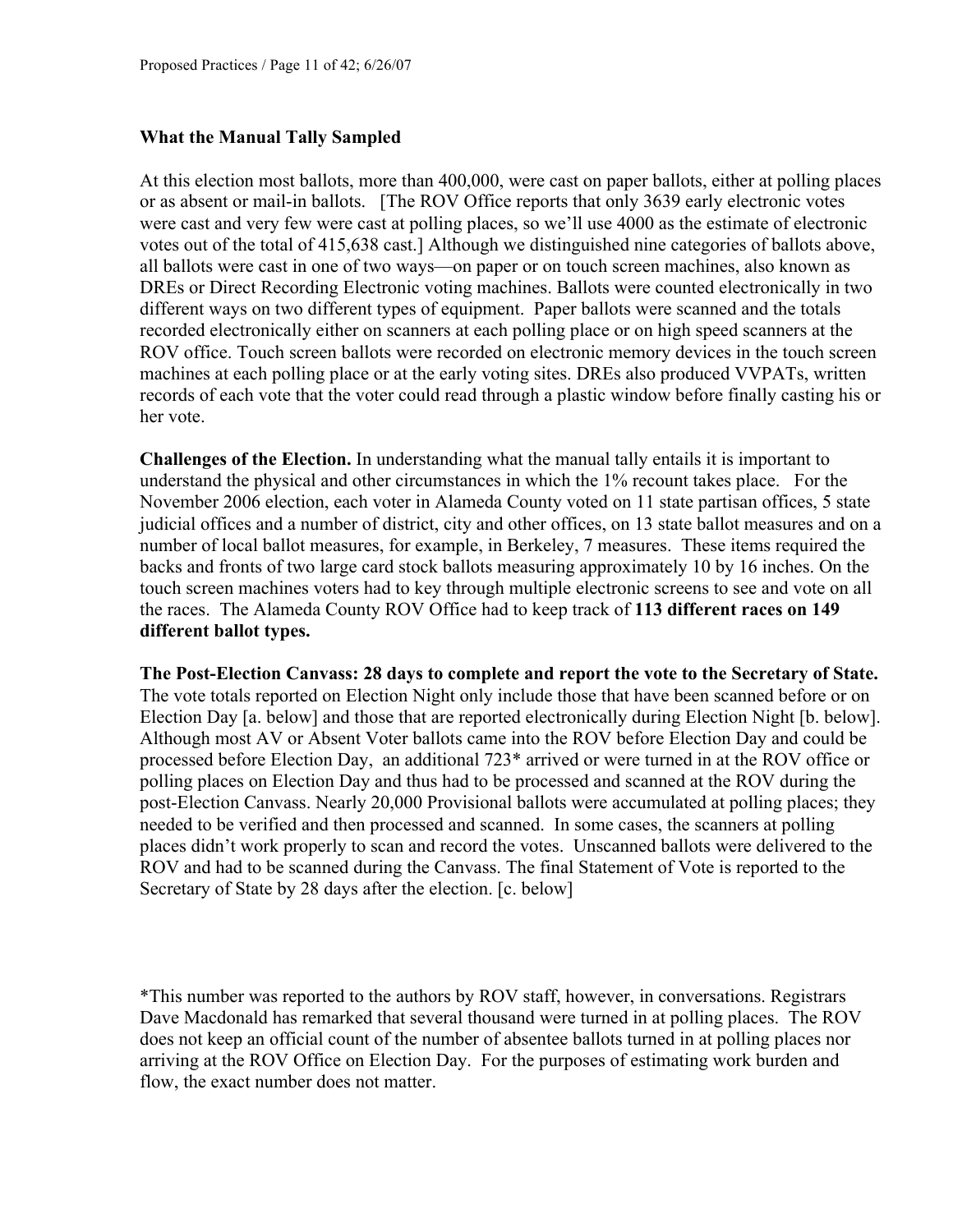**What the Manual Tally Sampled**

At this election most ballots, more than 400,000, were cast on paper ballots, either at polling places or as absent or mail-in ballots. [The ROV Office reports that only 3639 early electronic votes were cast and very few were cast at polling places, so we'll use 4000 as the estimate of electronic votes out of the total of 415,638 cast.] Although we distinguished nine categories of ballots above, all ballots were cast in one of two ways—on paper or on touch screen machines, also known as DREs or Direct Recording Electronic voting machines. Ballots were counted electronically in two different ways on two different types of equipment. Paper ballots were scanned and the totals recorded electronically either on scanners at each polling place or on high speed scanners at the ROV office. Touch screen ballots were recorded on electronic memory devices in the touch screen machines at each polling place or at the early voting sites. DREs also produced VVPATs, written records of each vote that the voter could read through a plastic window before finally casting his or her vote.

**Challenges of the Election.** In understanding what the manual tally entails it is important to understand the physical and other circumstances in which the 1% recount takes place. For the November 2006 election, each voter in Alameda County voted on 11 state partisan offices, 5 state judicial offices and a number of district, city and other offices, on 13 state ballot measures and on a number of local ballot measures, for example, in Berkeley, 7 measures. These items required the backs and fronts of two large card stock ballots measuring approximately 10 by 16 inches. On the touch screen machines voters had to key through multiple electronic screens to see and vote on all the races. The Alameda County ROV Office had to keep track of **113 different races on 149 different ballot types.**

**The Post-Election Canvass: 28 days to complete and report the vote to the Secretary of State.** The vote totals reported on Election Night only include those that have been scanned before or on Election Day [a. below] and those that are reported electronically during Election Night [b. below]. Although most AV or Absent Voter ballots came into the ROV before Election Day and could be processed before Election Day, an additional 723* arrived or were turned in at the ROV office or polling places on Election Day and thus had to be processed and scanned at the ROV during the post-Election Canvass. Nearly 20,000 Provisional ballots were accumulated at polling places; they needed to be verified and then processed and scanned. In some cases, the scanners at polling places didn't work properly to scan and record the votes. Unscanned ballots were delivered to the ROV and had to be scanned during the Canvass. The final Statement of Vote is reported to the Secretary of State by 28 days after the election. [c. below]

*This number was reported to the authors by ROV staff, however, in conversations. Registrars Dave Macdonald has remarked that several thousand were turned in at polling places. The ROV does not keep an official count of the number of absentee ballots turned in at polling places nor arriving at the ROV Office on Election Day. For the purposes of estimating work burden and flow, the exact number does not matter.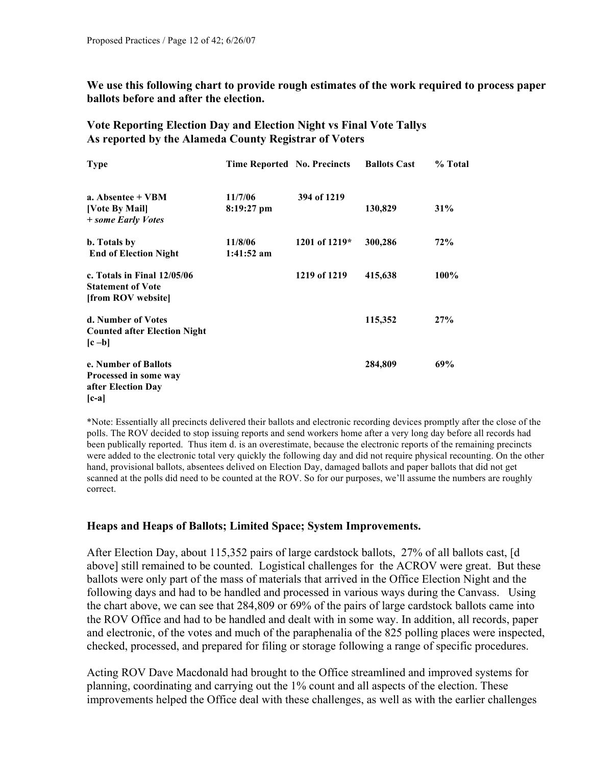**We use this following chart to provide rough estimates of the work required to process paper ballots before and after the election.**

### Vote Reporting Election Day and Election Night vs Final Vote Tallys
### As reported by the Alameda County Registrar of Voters

| Type | Time Reported | No. Precincts | Ballots Cast | % Total |
|---|---|---|---|---|
| **a. Absentee + VBM [Vote By Mail]** *+ some Early Votes* | **11/7/06 8:19:27 pm** | **394 of 1219** | **130,829** | **31%** |
| **b. Totals by End of Election Night** | **11/8/06 1:41:52 am** | **1201 of 1219*** | **300,286** | **72%** |
| **c. Totals in Final 12/05/06 Statement of Vote [from ROV website]** | | **1219 of 1219** | **415,638** | **100%** |
| **d. Number of Votes Counted after Election Night [c –b]** | | | **115,352** | **27%** |
| **e. Number of Ballots Processed in some way after Election Day [c-a]** | | | **284,809** | **69%** |

*Note: Essentially all precincts delivered their ballots and electronic recording devices promptly after the close of the polls. The ROV decided to stop issuing reports and send workers home after a very long day before all records had been publically reported. Thus item d. is an overestimate, because the electronic reports of the remaining precincts were added to the electronic total very quickly the following day and did not require physical recounting. On the other hand, provisional ballots, absentees delived on Election Day, damaged ballots and paper ballots that did not get scanned at the polls did need to be counted at the ROV. So for our purposes, we'll assume the numbers are roughly correct.

### Heaps and Heaps of Ballots; Limited Space; System Improvements.

After Election Day, about 115,352 pairs of large cardstock ballots, 27% of all ballots cast, [d above] still remained to be counted. Logistical challenges for the ACROV were great. But these ballots were only part of the mass of materials that arrived in the Office Election Night and the following days and had to be handled and processed in various ways during the Canvass. Using the chart above, we can see that 284,809 or 69% of the pairs of large cardstock ballots came into the ROV Office and had to be handled and dealt with in some way. In addition, all records, paper and electronic, of the votes and much of the paraphenalia of the 825 polling places were inspected, checked, processed, and prepared for filing or storage following a range of specific procedures.

Acting ROV Dave Macdonald had brought to the Office streamlined and improved systems for planning, coordinating and carrying out the 1% count and all aspects of the election. These improvements helped the Office deal with these challenges, as well as with the earlier challenges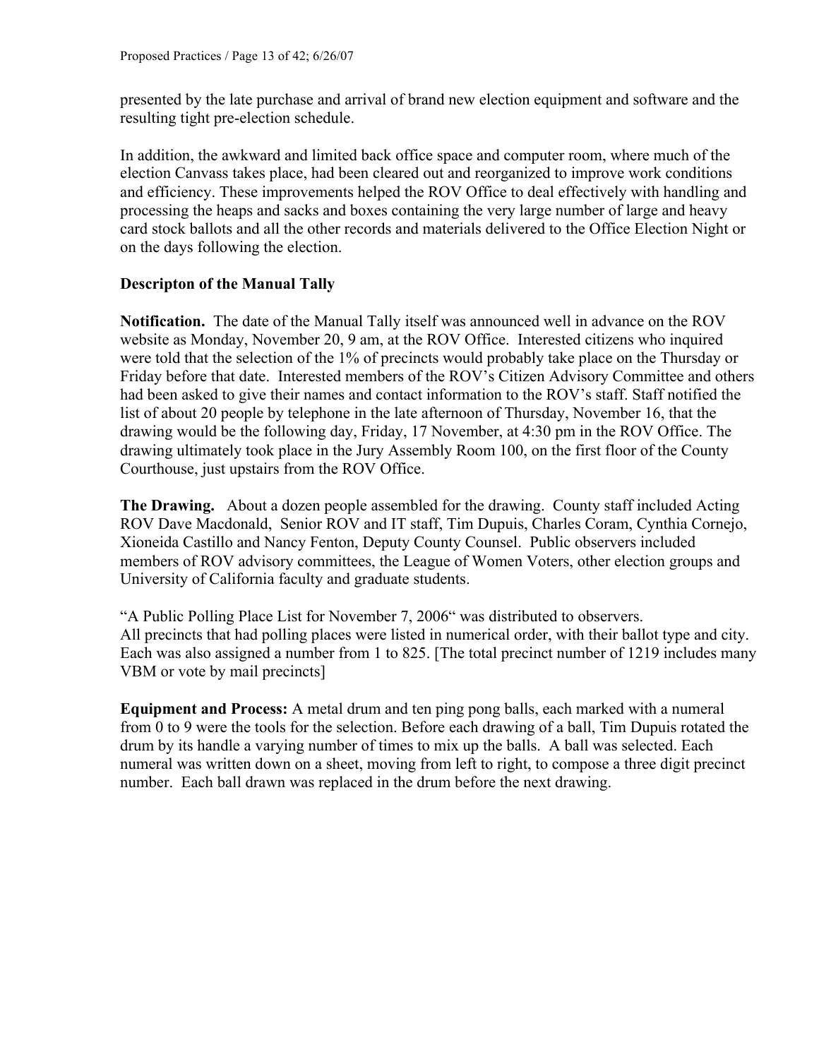presented by the late purchase and arrival of brand new election equipment and software and the resulting tight pre-election schedule.

In addition, the awkward and limited back office space and computer room, where much of the election Canvass takes place, had been cleared out and reorganized to improve work conditions and efficiency. These improvements helped the ROV Office to deal effectively with handling and processing the heaps and sacks and boxes containing the very large number of large and heavy card stock ballots and all the other records and materials delivered to the Office Election Night or on the days following the election.

**Descripton of the Manual Tally**

**Notification.** The date of the Manual Tally itself was announced well in advance on the ROV website as Monday, November 20, 9 am, at the ROV Office. Interested citizens who inquired were told that the selection of the 1% of precincts would probably take place on the Thursday or Friday before that date. Interested members of the ROV's Citizen Advisory Committee and others had been asked to give their names and contact information to the ROV's staff. Staff notified the list of about 20 people by telephone in the late afternoon of Thursday, November 16, that the drawing would be the following day, Friday, 17 November, at 4:30 pm in the ROV Office. The drawing ultimately took place in the Jury Assembly Room 100, on the first floor of the County Courthouse, just upstairs from the ROV Office.

**The Drawing.** About a dozen people assembled for the drawing. County staff included Acting ROV Dave Macdonald, Senior ROV and IT staff, Tim Dupuis, Charles Coram, Cynthia Cornejo, Xioneida Castillo and Nancy Fenton, Deputy County Counsel. Public observers included members of ROV advisory committees, the League of Women Voters, other election groups and University of California faculty and graduate students.

"A Public Polling Place List for November 7, 2006" was distributed to observers.
All precincts that had polling places were listed in numerical order, with their ballot type and city. Each was also assigned a number from 1 to 825. [The total precinct number of 1219 includes many VBM or vote by mail precincts]

**Equipment and Process:** A metal drum and ten ping pong balls, each marked with a numeral from 0 to 9 were the tools for the selection. Before each drawing of a ball, Tim Dupuis rotated the drum by its handle a varying number of times to mix up the balls. A ball was selected. Each numeral was written down on a sheet, moving from left to right, to compose a three digit precinct number. Each ball drawn was replaced in the drum before the next drawing.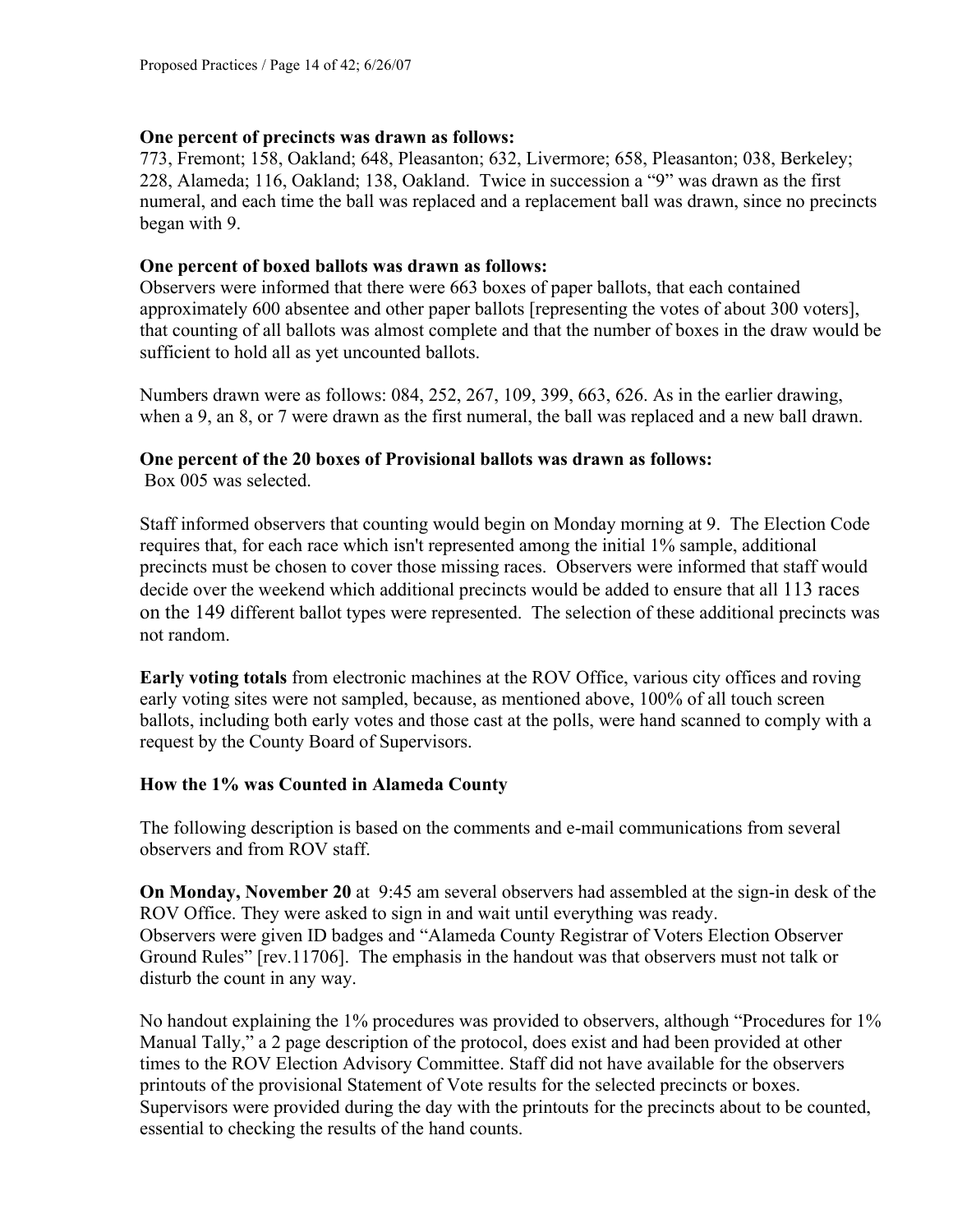**One percent of precincts was drawn as follows:**
773, Fremont; 158, Oakland; 648, Pleasanton; 632, Livermore; 658, Pleasanton; 038, Berkeley; 228, Alameda; 116, Oakland; 138, Oakland. Twice in succession a "9" was drawn as the first numeral, and each time the ball was replaced and a replacement ball was drawn, since no precincts began with 9.

**One percent of boxed ballots was drawn as follows:**
Observers were informed that there were 663 boxes of paper ballots, that each contained approximately 600 absentee and other paper ballots [representing the votes of about 300 voters], that counting of all ballots was almost complete and that the number of boxes in the draw would be sufficient to hold all as yet uncounted ballots.

Numbers drawn were as follows: 084, 252, 267, 109, 399, 663, 626. As in the earlier drawing, when a 9, an 8, or 7 were drawn as the first numeral, the ball was replaced and a new ball drawn.

**One percent of the 20 boxes of Provisional ballots was drawn as follows:**
Box 005 was selected.

Staff informed observers that counting would begin on Monday morning at 9. The Election Code requires that, for each race which isn't represented among the initial 1% sample, additional precincts must be chosen to cover those missing races. Observers were informed that staff would decide over the weekend which additional precincts would be added to ensure that all 113 races on the 149 different ballot types were represented. The selection of these additional precincts was not random.

**Early voting totals** from electronic machines at the ROV Office, various city offices and roving early voting sites were not sampled, because, as mentioned above, 100% of all touch screen ballots, including both early votes and those cast at the polls, were hand scanned to comply with a request by the County Board of Supervisors.

## How the 1% was Counted in Alameda County

The following description is based on the comments and e-mail communications from several observers and from ROV staff.

**On Monday, November 20** at 9:45 am several observers had assembled at the sign-in desk of the ROV Office. They were asked to sign in and wait until everything was ready.
Observers were given ID badges and "Alameda County Registrar of Voters Election Observer Ground Rules" [rev.11706]. The emphasis in the handout was that observers must not talk or disturb the count in any way.

No handout explaining the 1% procedures was provided to observers, although "Procedures for 1% Manual Tally," a 2 page description of the protocol, does exist and had been provided at other times to the ROV Election Advisory Committee. Staff did not have available for the observers printouts of the provisional Statement of Vote results for the selected precincts or boxes. Supervisors were provided during the day with the printouts for the precincts about to be counted, essential to checking the results of the hand counts.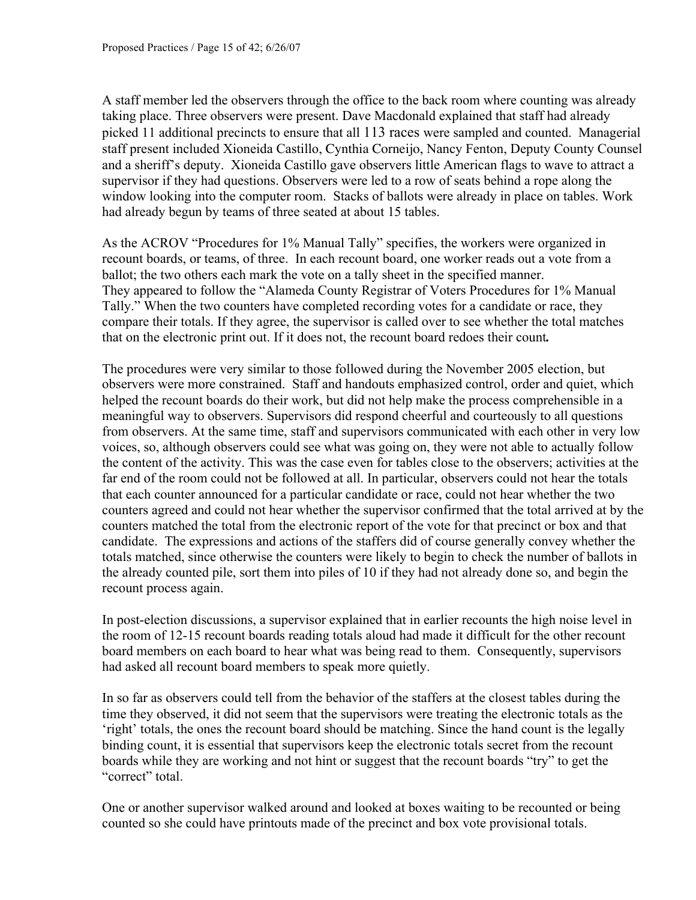A staff member led the observers through the office to the back room where counting was already taking place. Three observers were present. Dave Macdonald explained that staff had already picked 11 additional precincts to ensure that all 113 races were sampled and counted. Managerial staff present included Xioneida Castillo, Cynthia Corneijo, Nancy Fenton, Deputy County Counsel and a sheriff's deputy. Xioneida Castillo gave observers little American flags to wave to attract a supervisor if they had questions. Observers were led to a row of seats behind a rope along the window looking into the computer room. Stacks of ballots were already in place on tables. Work had already begun by teams of three seated at about 15 tables.

As the ACROV "Procedures for 1% Manual Tally" specifies, the workers were organized in recount boards, or teams, of three. In each recount board, one worker reads out a vote from a ballot; the two others each mark the vote on a tally sheet in the specified manner. They appeared to follow the "Alameda County Registrar of Voters Procedures for 1% Manual Tally." When the two counters have completed recording votes for a candidate or race, they compare their totals. If they agree, the supervisor is called over to see whether the total matches that on the electronic print out. If it does not, the recount board redoes their count**.**

The procedures were very similar to those followed during the November 2005 election, but observers were more constrained. Staff and handouts emphasized control, order and quiet, which helped the recount boards do their work, but did not help make the process comprehensible in a meaningful way to observers. Supervisors did respond cheerful and courteously to all questions from observers. At the same time, staff and supervisors communicated with each other in very low voices, so, although observers could see what was going on, they were not able to actually follow the content of the activity. This was the case even for tables close to the observers; activities at the far end of the room could not be followed at all. In particular, observers could not hear the totals that each counter announced for a particular candidate or race, could not hear whether the two counters agreed and could not hear whether the supervisor confirmed that the total arrived at by the counters matched the total from the electronic report of the vote for that precinct or box and that candidate. The expressions and actions of the staffers did of course generally convey whether the totals matched, since otherwise the counters were likely to begin to check the number of ballots in the already counted pile, sort them into piles of 10 if they had not already done so, and begin the recount process again.

In post-election discussions, a supervisor explained that in earlier recounts the high noise level in the room of 12-15 recount boards reading totals aloud had made it difficult for the other recount board members on each board to hear what was being read to them. Consequently, supervisors had asked all recount board members to speak more quietly.

In so far as observers could tell from the behavior of the staffers at the closest tables during the time they observed, it did not seem that the supervisors were treating the electronic totals as the 'right' totals, the ones the recount board should be matching. Since the hand count is the legally binding count, it is essential that supervisors keep the electronic totals secret from the recount boards while they are working and not hint or suggest that the recount boards "try" to get the "correct" total.

One or another supervisor walked around and looked at boxes waiting to be recounted or being counted so she could have printouts made of the precinct and box vote provisional totals.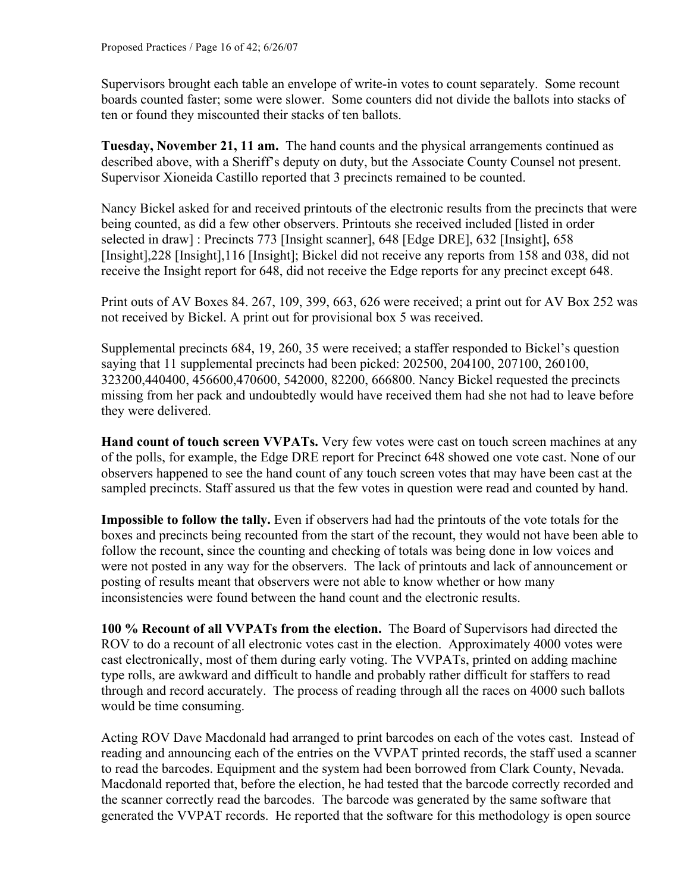Supervisors brought each table an envelope of write-in votes to count separately. Some recount boards counted faster; some were slower. Some counters did not divide the ballots into stacks of ten or found they miscounted their stacks of ten ballots.

**Tuesday, November 21, 11 am.** The hand counts and the physical arrangements continued as described above, with a Sheriff's deputy on duty, but the Associate County Counsel not present. Supervisor Xioneida Castillo reported that 3 precincts remained to be counted.

Nancy Bickel asked for and received printouts of the electronic results from the precincts that were being counted, as did a few other observers. Printouts she received included [listed in order selected in draw] : Precincts 773 [Insight scanner], 648 [Edge DRE], 632 [Insight], 658 [Insight],228 [Insight],116 [Insight]; Bickel did not receive any reports from 158 and 038, did not receive the Insight report for 648, did not receive the Edge reports for any precinct except 648.

Print outs of AV Boxes 84. 267, 109, 399, 663, 626 were received; a print out for AV Box 252 was not received by Bickel. A print out for provisional box 5 was received.

Supplemental precincts 684, 19, 260, 35 were received; a staffer responded to Bickel's question saying that 11 supplemental precincts had been picked: 202500, 204100, 207100, 260100, 323200,440400, 456600,470600, 542000, 82200, 666800. Nancy Bickel requested the precincts missing from her pack and undoubtedly would have received them had she not had to leave before they were delivered.

**Hand count of touch screen VVPATs.** Very few votes were cast on touch screen machines at any of the polls, for example, the Edge DRE report for Precinct 648 showed one vote cast. None of our observers happened to see the hand count of any touch screen votes that may have been cast at the sampled precincts. Staff assured us that the few votes in question were read and counted by hand.

**Impossible to follow the tally.** Even if observers had had the printouts of the vote totals for the boxes and precincts being recounted from the start of the recount, they would not have been able to follow the recount, since the counting and checking of totals was being done in low voices and were not posted in any way for the observers. The lack of printouts and lack of announcement or posting of results meant that observers were not able to know whether or how many inconsistencies were found between the hand count and the electronic results.

**100 % Recount of all VVPATs from the election.** The Board of Supervisors had directed the ROV to do a recount of all electronic votes cast in the election. Approximately 4000 votes were cast electronically, most of them during early voting. The VVPATs, printed on adding machine type rolls, are awkward and difficult to handle and probably rather difficult for staffers to read through and record accurately. The process of reading through all the races on 4000 such ballots would be time consuming.

Acting ROV Dave Macdonald had arranged to print barcodes on each of the votes cast. Instead of reading and announcing each of the entries on the VVPAT printed records, the staff used a scanner to read the barcodes. Equipment and the system had been borrowed from Clark County, Nevada. Macdonald reported that, before the election, he had tested that the barcode correctly recorded and the scanner correctly read the barcodes. The barcode was generated by the same software that generated the VVPAT records. He reported that the software for this methodology is open source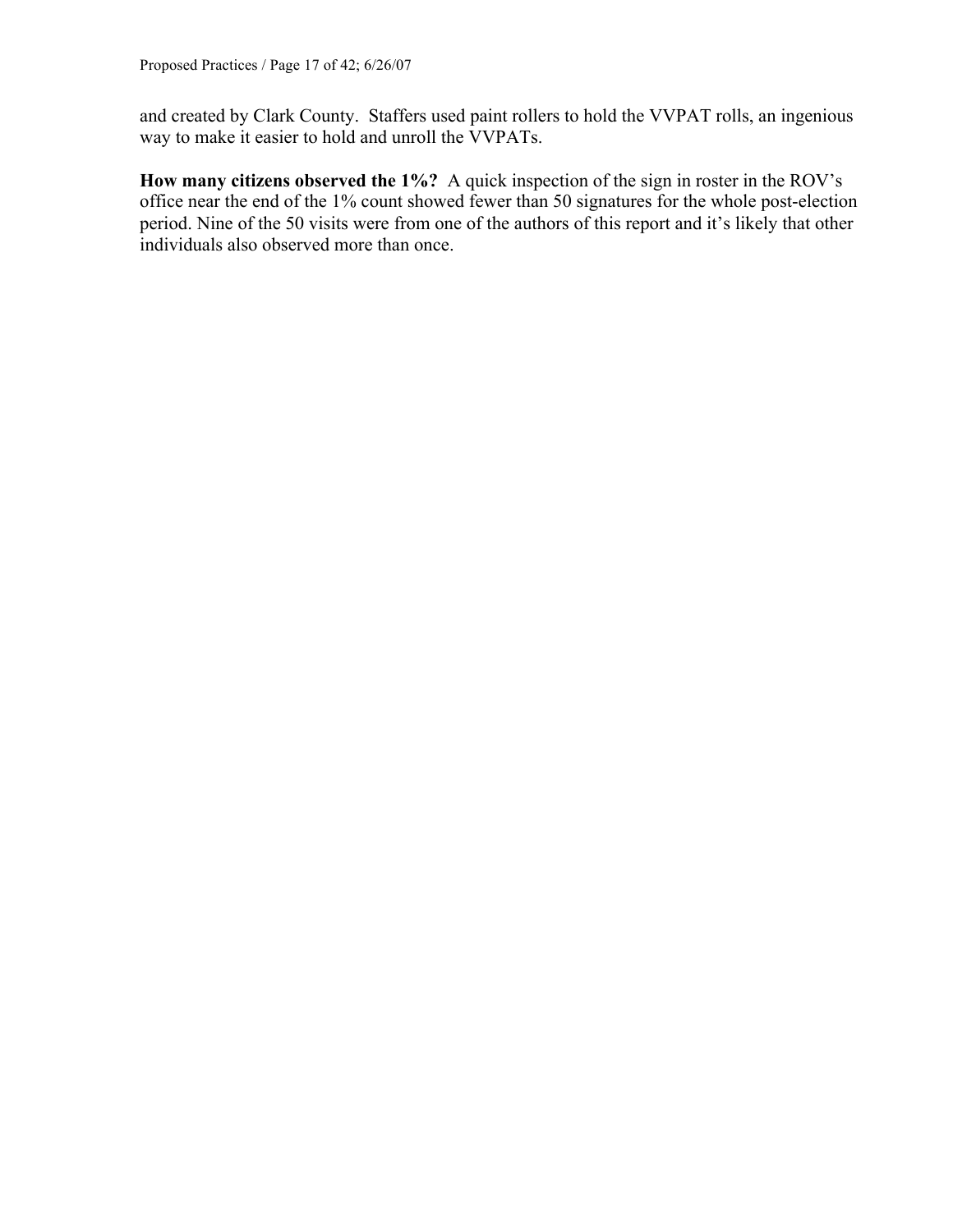and created by Clark County. Staffers used paint rollers to hold the VVPAT rolls, an ingenious way to make it easier to hold and unroll the VVPATs.

**How many citizens observed the 1%?** A quick inspection of the sign in roster in the ROV's office near the end of the 1% count showed fewer than 50 signatures for the whole post-election period. Nine of the 50 visits were from one of the authors of this report and it's likely that other individuals also observed more than once.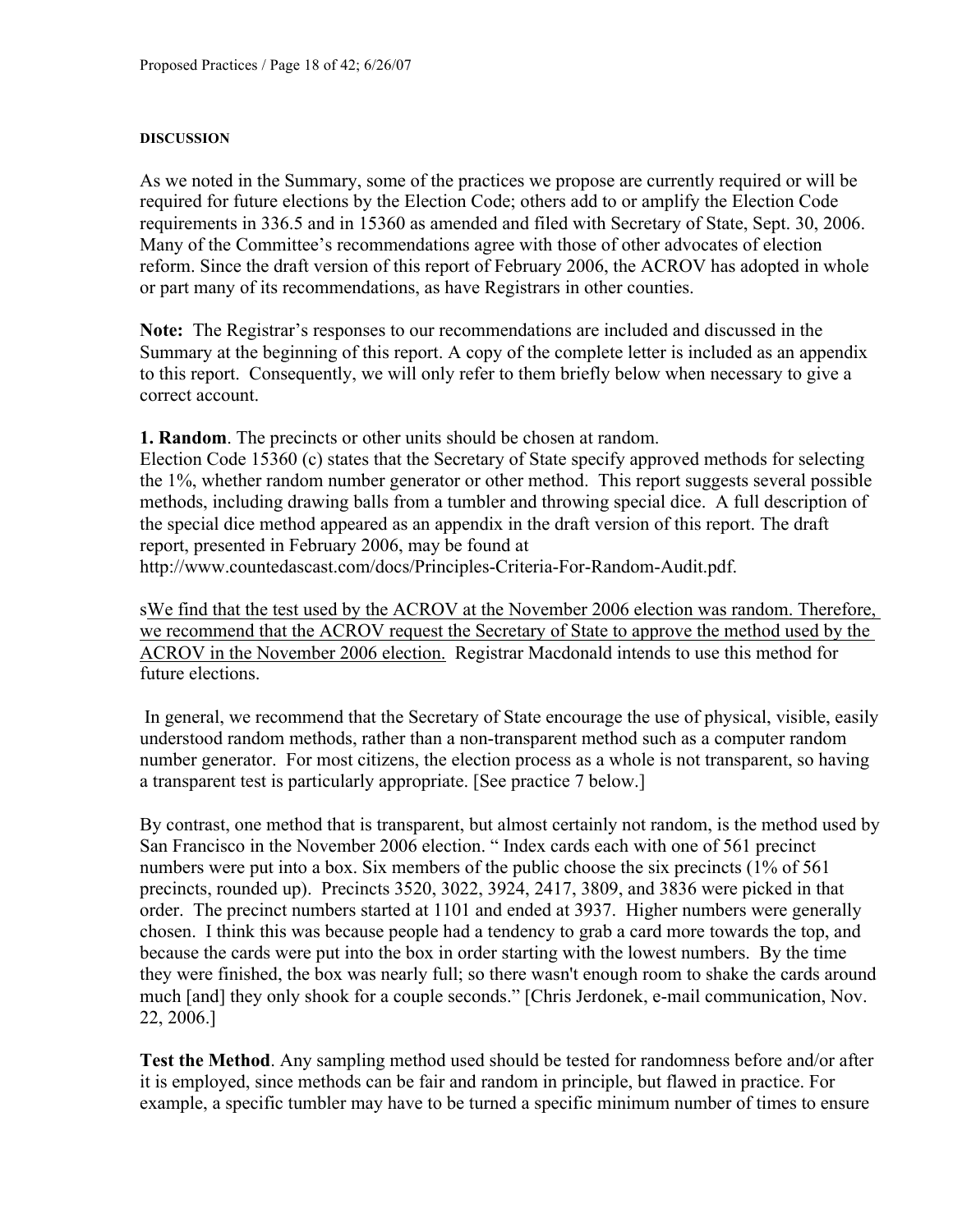#### DISCUSSION

As we noted in the Summary, some of the practices we propose are currently required or will be required for future elections by the Election Code; others add to or amplify the Election Code requirements in 336.5 and in 15360 as amended and filed with Secretary of State, Sept. 30, 2006. Many of the Committee's recommendations agree with those of other advocates of election reform. Since the draft version of this report of February 2006, the ACROV has adopted in whole or part many of its recommendations, as have Registrars in other counties.

**Note:** The Registrar's responses to our recommendations are included and discussed in the Summary at the beginning of this report. A copy of the complete letter is included as an appendix to this report. Consequently, we will only refer to them briefly below when necessary to give a correct account.

**1. Random**. The precincts or other units should be chosen at random.
Election Code 15360 (c) states that the Secretary of State specify approved methods for selecting the 1%, whether random number generator or other method. This report suggests several possible methods, including drawing balls from a tumbler and throwing special dice. A full description of the special dice method appeared as an appendix in the draft version of this report. The draft report, presented in February 2006, may be found at
http://www.countedascast.com/docs/Principles-Criteria-For-Random-Audit.pdf.

s<u>We find that the test used by the ACROV at the November 2006 election was random. Therefore, we recommend that the ACROV request the Secretary of State to approve the method used by the ACROV in the November 2006 election.</u> Registrar Macdonald intends to use this method for future elections.

In general, we recommend that the Secretary of State encourage the use of physical, visible, easily understood random methods, rather than a non-transparent method such as a computer random number generator. For most citizens, the election process as a whole is not transparent, so having a transparent test is particularly appropriate. [See practice 7 below.]

By contrast, one method that is transparent, but almost certainly not random, is the method used by San Francisco in the November 2006 election. " Index cards each with one of 561 precinct numbers were put into a box. Six members of the public choose the six precincts (1% of 561 precincts, rounded up). Precincts 3520, 3022, 3924, 2417, 3809, and 3836 were picked in that order. The precinct numbers started at 1101 and ended at 3937. Higher numbers were generally chosen. I think this was because people had a tendency to grab a card more towards the top, and because the cards were put into the box in order starting with the lowest numbers. By the time they were finished, the box was nearly full; so there wasn't enough room to shake the cards around much [and] they only shook for a couple seconds." [Chris Jerdonek, e-mail communication, Nov. 22, 2006.]

**Test the Method**. Any sampling method used should be tested for randomness before and/or after it is employed, since methods can be fair and random in principle, but flawed in practice. For example, a specific tumbler may have to be turned a specific minimum number of times to ensure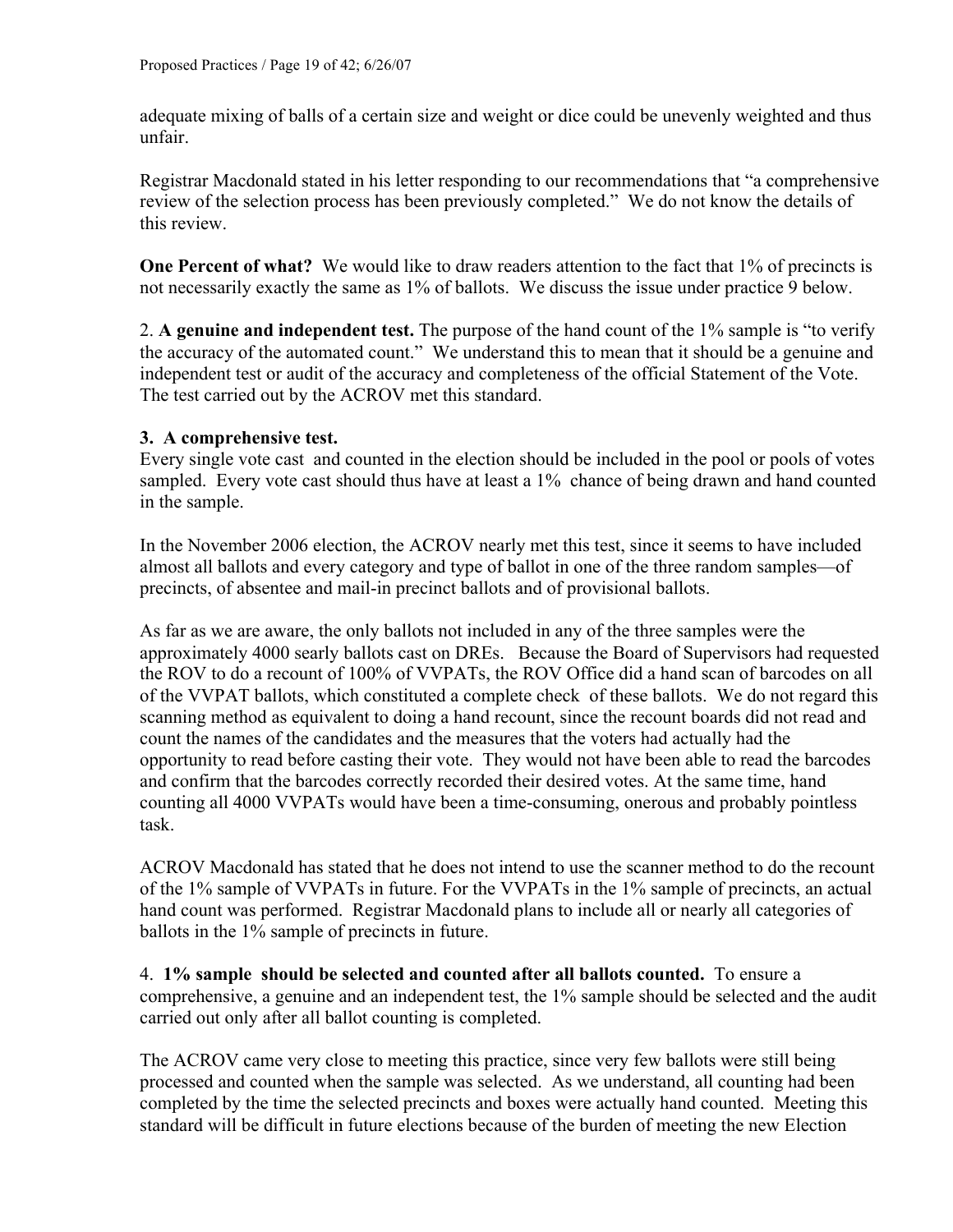adequate mixing of balls of a certain size and weight or dice could be unevenly weighted and thus unfair.

Registrar Macdonald stated in his letter responding to our recommendations that "a comprehensive review of the selection process has been previously completed." We do not know the details of this review.

**One Percent of what?** We would like to draw readers attention to the fact that 1% of precincts is not necessarily exactly the same as 1% of ballots. We discuss the issue under practice 9 below.

2. **A genuine and independent test.** The purpose of the hand count of the 1% sample is "to verify the accuracy of the automated count." We understand this to mean that it should be a genuine and independent test or audit of the accuracy and completeness of the official Statement of the Vote. The test carried out by the ACROV met this standard.

**3. A comprehensive test.**

Every single vote cast and counted in the election should be included in the pool or pools of votes sampled. Every vote cast should thus have at least a 1% chance of being drawn and hand counted in the sample.

In the November 2006 election, the ACROV nearly met this test, since it seems to have included almost all ballots and every category and type of ballot in one of the three random samples—of precincts, of absentee and mail-in precinct ballots and of provisional ballots.

As far as we are aware, the only ballots not included in any of the three samples were the approximately 4000 searly ballots cast on DREs. Because the Board of Supervisors had requested the ROV to do a recount of 100% of VVPATs, the ROV Office did a hand scan of barcodes on all of the VVPAT ballots, which constituted a complete check of these ballots. We do not regard this scanning method as equivalent to doing a hand recount, since the recount boards did not read and count the names of the candidates and the measures that the voters had actually had the opportunity to read before casting their vote. They would not have been able to read the barcodes and confirm that the barcodes correctly recorded their desired votes. At the same time, hand counting all 4000 VVPATs would have been a time-consuming, onerous and probably pointless task.

ACROV Macdonald has stated that he does not intend to use the scanner method to do the recount of the 1% sample of VVPATs in future. For the VVPATs in the 1% sample of precincts, an actual hand count was performed. Registrar Macdonald plans to include all or nearly all categories of ballots in the 1% sample of precincts in future.

4. **1% sample should be selected and counted after all ballots counted.** To ensure a comprehensive, a genuine and an independent test, the 1% sample should be selected and the audit carried out only after all ballot counting is completed.

The ACROV came very close to meeting this practice, since very few ballots were still being processed and counted when the sample was selected. As we understand, all counting had been completed by the time the selected precincts and boxes were actually hand counted. Meeting this standard will be difficult in future elections because of the burden of meeting the new Election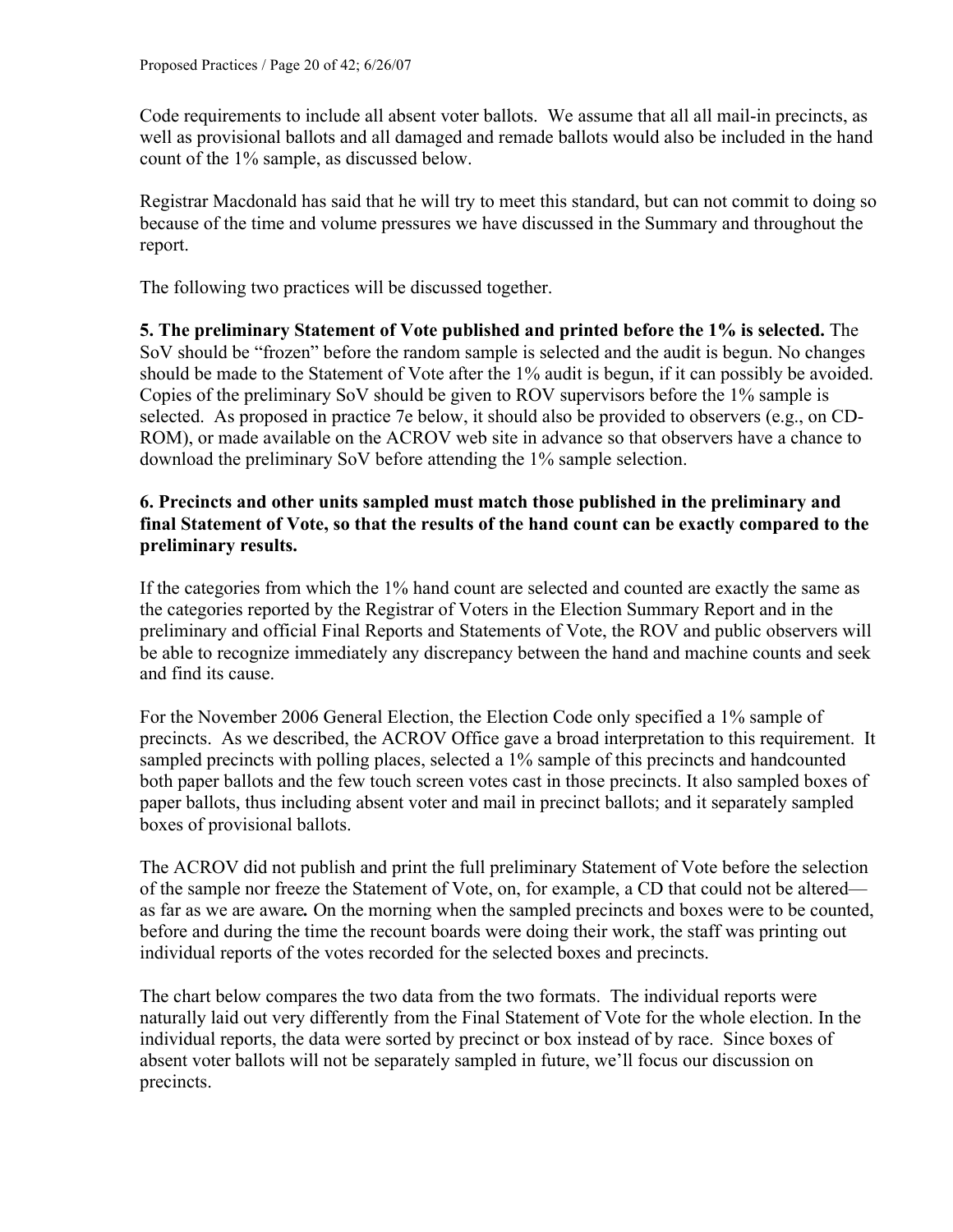Code requirements to include all absent voter ballots. We assume that all all mail-in precincts, as well as provisional ballots and all damaged and remade ballots would also be included in the hand count of the 1% sample, as discussed below.

Registrar Macdonald has said that he will try to meet this standard, but can not commit to doing so because of the time and volume pressures we have discussed in the Summary and throughout the report.

The following two practices will be discussed together.

**5. The preliminary Statement of Vote published and printed before the 1% is selected.** The SoV should be "frozen" before the random sample is selected and the audit is begun. No changes should be made to the Statement of Vote after the 1% audit is begun, if it can possibly be avoided. Copies of the preliminary SoV should be given to ROV supervisors before the 1% sample is selected. As proposed in practice 7e below, it should also be provided to observers (e.g., on CD-ROM), or made available on the ACROV web site in advance so that observers have a chance to download the preliminary SoV before attending the 1% sample selection.

**6. Precincts and other units sampled must match those published in the preliminary and final Statement of Vote, so that the results of the hand count can be exactly compared to the preliminary results.**

If the categories from which the 1% hand count are selected and counted are exactly the same as the categories reported by the Registrar of Voters in the Election Summary Report and in the preliminary and official Final Reports and Statements of Vote, the ROV and public observers will be able to recognize immediately any discrepancy between the hand and machine counts and seek and find its cause.

For the November 2006 General Election, the Election Code only specified a 1% sample of precincts. As we described, the ACROV Office gave a broad interpretation to this requirement. It sampled precincts with polling places, selected a 1% sample of this precincts and handcounted both paper ballots and the few touch screen votes cast in those precincts. It also sampled boxes of paper ballots, thus including absent voter and mail in precinct ballots; and it separately sampled boxes of provisional ballots.

The ACROV did not publish and print the full preliminary Statement of Vote before the selection of the sample nor freeze the Statement of Vote, on, for example, a CD that could not be altered—as far as we are aware*.* On the morning when the sampled precincts and boxes were to be counted, before and during the time the recount boards were doing their work, the staff was printing out individual reports of the votes recorded for the selected boxes and precincts.

The chart below compares the two data from the two formats. The individual reports were naturally laid out very differently from the Final Statement of Vote for the whole election. In the individual reports, the data were sorted by precinct or box instead of by race. Since boxes of absent voter ballots will not be separately sampled in future, we'll focus our discussion on precincts.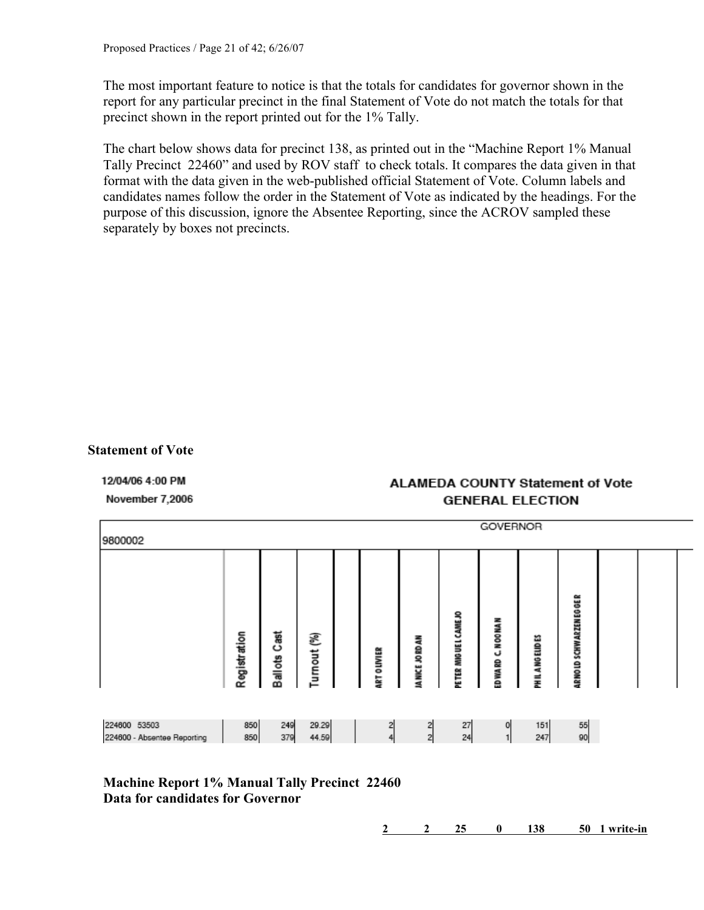The most important feature to notice is that the totals for candidates for governor shown in the report for any particular precinct in the final Statement of Vote do not match the totals for that precinct shown in the report printed out for the 1% Tally.

The chart below shows data for precinct 138, as printed out in the "Machine Report 1% Manual Tally Precinct 22460" and used by ROV staff to check totals. It compares the data given in that format with the data given in the web-published official Statement of Vote. Column labels and candidates names follow the order in the Statement of Vote as indicated by the headings. For the purpose of this discussion, ignore the Absentee Reporting, since the ACROV sampled these separately by boxes not precincts.

**Statement of Vote**

12/04/06 4:00 PM
November 7,2006

ALAMEDA COUNTY Statement of Vote
GENERAL ELECTION

| 9800002 | Registration | Ballots Cast | Turnout (%) | | ART OLIVIER | JANICE JORDAN | PETER MIGUEL CAMEJO | EDWARD C. NOONAN | PHIL ANGELIDES | ARNOLD SCHWARZENEGGER |
|---|---|---|---|---|---|---|---|---|---|---|
| | | | | | GOVERNOR | | | | | |
| 224600 53503 | 850 | 249 | 29.29 | | 2 | 2 | 27 | 0 | 151 | 55 |
| 224600 - Absentee Reporting | 850 | 379 | 44.59 | | 4 | 2 | 24 | 1 | 247 | 90 |

**Machine Report 1% Manual Tally Precinct 22460**
**Data for candidates for Governor**

| | | | | | | |
|---|---|---|---|---|---|---|
| **2** | **2** | **25** | **0** | **138** | **50** | **1 write-in** |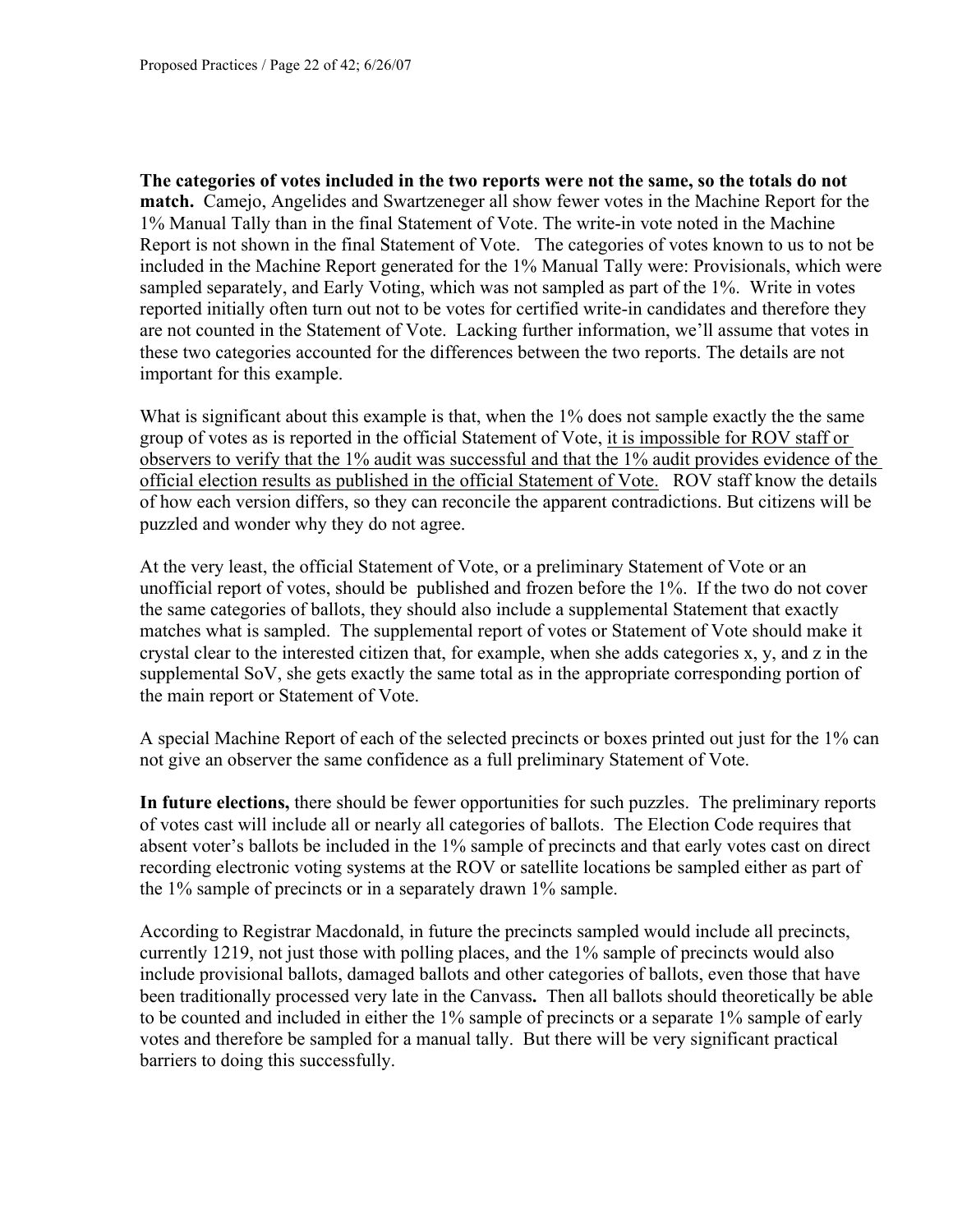**The categories of votes included in the two reports were not the same, so the totals do not match.** Camejo, Angelides and Swartzeneger all show fewer votes in the Machine Report for the 1% Manual Tally than in the final Statement of Vote. The write-in vote noted in the Machine Report is not shown in the final Statement of Vote. The categories of votes known to us to not be included in the Machine Report generated for the 1% Manual Tally were: Provisionals, which were sampled separately, and Early Voting, which was not sampled as part of the 1%. Write in votes reported initially often turn out not to be votes for certified write-in candidates and therefore they are not counted in the Statement of Vote. Lacking further information, we'll assume that votes in these two categories accounted for the differences between the two reports. The details are not important for this example.

What is significant about this example is that, when the 1% does not sample exactly the the same group of votes as is reported in the official Statement of Vote, <u>it is impossible for ROV staff or observers to verify that the 1% audit was successful and that the 1% audit provides evidence of the official election results as published in the official Statement of Vote.</u> ROV staff know the details of how each version differs, so they can reconcile the apparent contradictions. But citizens will be puzzled and wonder why they do not agree.

At the very least, the official Statement of Vote, or a preliminary Statement of Vote or an unofficial report of votes, should be published and frozen before the 1%. If the two do not cover the same categories of ballots, they should also include a supplemental Statement that exactly matches what is sampled. The supplemental report of votes or Statement of Vote should make it crystal clear to the interested citizen that, for example, when she adds categories x, y, and z in the supplemental SoV, she gets exactly the same total as in the appropriate corresponding portion of the main report or Statement of Vote.

A special Machine Report of each of the selected precincts or boxes printed out just for the 1% can not give an observer the same confidence as a full preliminary Statement of Vote.

**In future elections,** there should be fewer opportunities for such puzzles. The preliminary reports of votes cast will include all or nearly all categories of ballots. The Election Code requires that absent voter's ballots be included in the 1% sample of precincts and that early votes cast on direct recording electronic voting systems at the ROV or satellite locations be sampled either as part of the 1% sample of precincts or in a separately drawn 1% sample.

According to Registrar Macdonald, in future the precincts sampled would include all precincts, currently 1219, not just those with polling places, and the 1% sample of precincts would also include provisional ballots, damaged ballots and other categories of ballots, even those that have been traditionally processed very late in the Canvass**.** Then all ballots should theoretically be able to be counted and included in either the 1% sample of precincts or a separate 1% sample of early votes and therefore be sampled for a manual tally. But there will be very significant practical barriers to doing this successfully.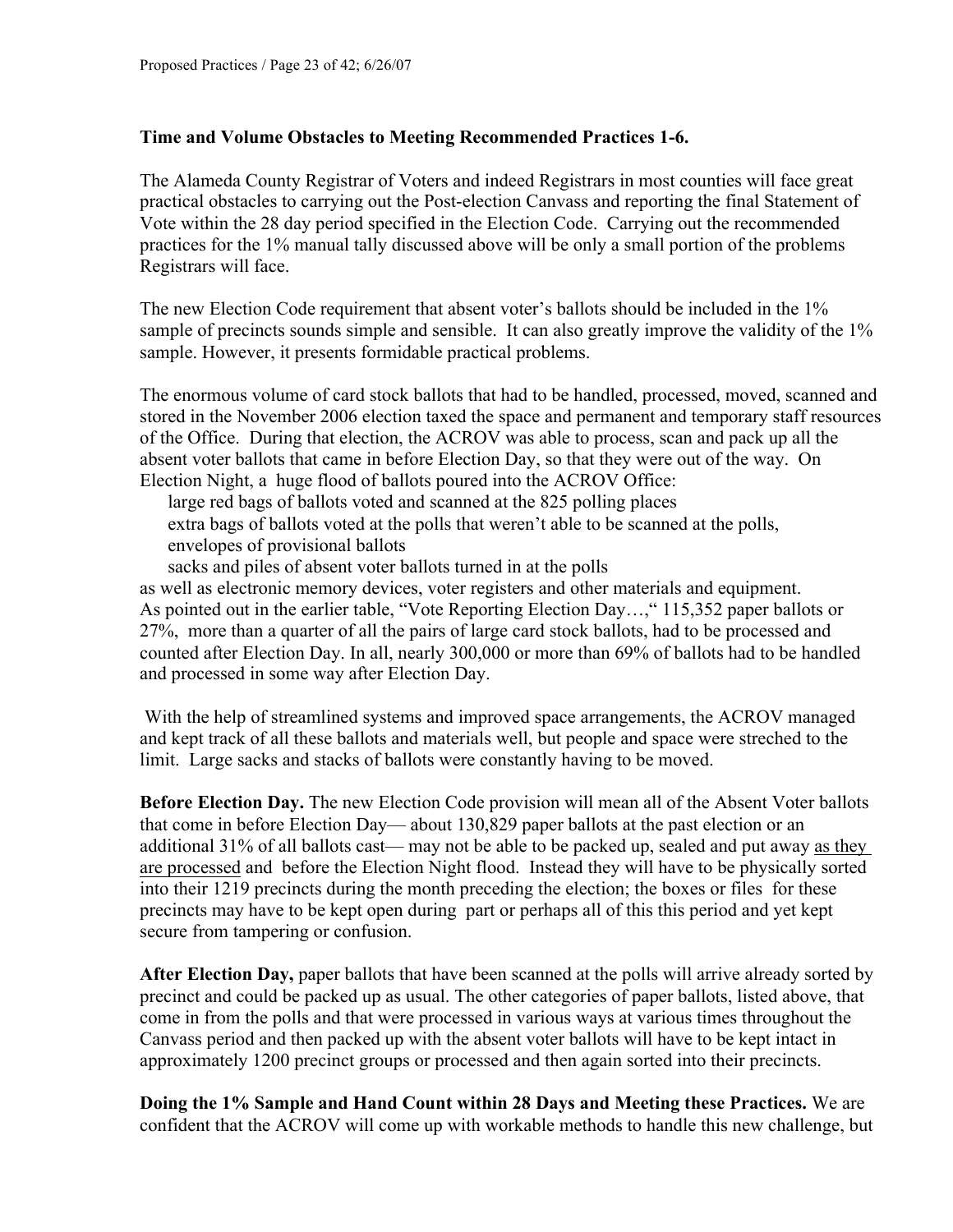**Time and Volume Obstacles to Meeting Recommended Practices 1-6.**

The Alameda County Registrar of Voters and indeed Registrars in most counties will face great practical obstacles to carrying out the Post-election Canvass and reporting the final Statement of Vote within the 28 day period specified in the Election Code. Carrying out the recommended practices for the 1% manual tally discussed above will be only a small portion of the problems Registrars will face.

The new Election Code requirement that absent voter's ballots should be included in the 1% sample of precincts sounds simple and sensible. It can also greatly improve the validity of the 1% sample. However, it presents formidable practical problems.

The enormous volume of card stock ballots that had to be handled, processed, moved, scanned and stored in the November 2006 election taxed the space and permanent and temporary staff resources of the Office. During that election, the ACROV was able to process, scan and pack up all the absent voter ballots that came in before Election Day, so that they were out of the way. On Election Night, a huge flood of ballots poured into the ACROV Office:

- large red bags of ballots voted and scanned at the 825 polling places
- extra bags of ballots voted at the polls that weren't able to be scanned at the polls,
- envelopes of provisional ballots
- sacks and piles of absent voter ballots turned in at the polls

as well as electronic memory devices, voter registers and other materials and equipment. As pointed out in the earlier table, "Vote Reporting Election Day…," 115,352 paper ballots or 27%, more than a quarter of all the pairs of large card stock ballots, had to be processed and counted after Election Day. In all, nearly 300,000 or more than 69% of ballots had to be handled and processed in some way after Election Day.

With the help of streamlined systems and improved space arrangements, the ACROV managed and kept track of all these ballots and materials well, but people and space were streched to the limit. Large sacks and stacks of ballots were constantly having to be moved.

**Before Election Day.** The new Election Code provision will mean all of the Absent Voter ballots that come in before Election Day— about 130,829 paper ballots at the past election or an additional 31% of all ballots cast— may not be able to be packed up, sealed and put away <u>as they are processed</u> and before the Election Night flood. Instead they will have to be physically sorted into their 1219 precincts during the month preceding the election; the boxes or files for these precincts may have to be kept open during part or perhaps all of this this period and yet kept secure from tampering or confusion.

**After Election Day,** paper ballots that have been scanned at the polls will arrive already sorted by precinct and could be packed up as usual. The other categories of paper ballots, listed above, that come in from the polls and that were processed in various ways at various times throughout the Canvass period and then packed up with the absent voter ballots will have to be kept intact in approximately 1200 precinct groups or processed and then again sorted into their precincts.

**Doing the 1% Sample and Hand Count within 28 Days and Meeting these Practices.** We are confident that the ACROV will come up with workable methods to handle this new challenge, but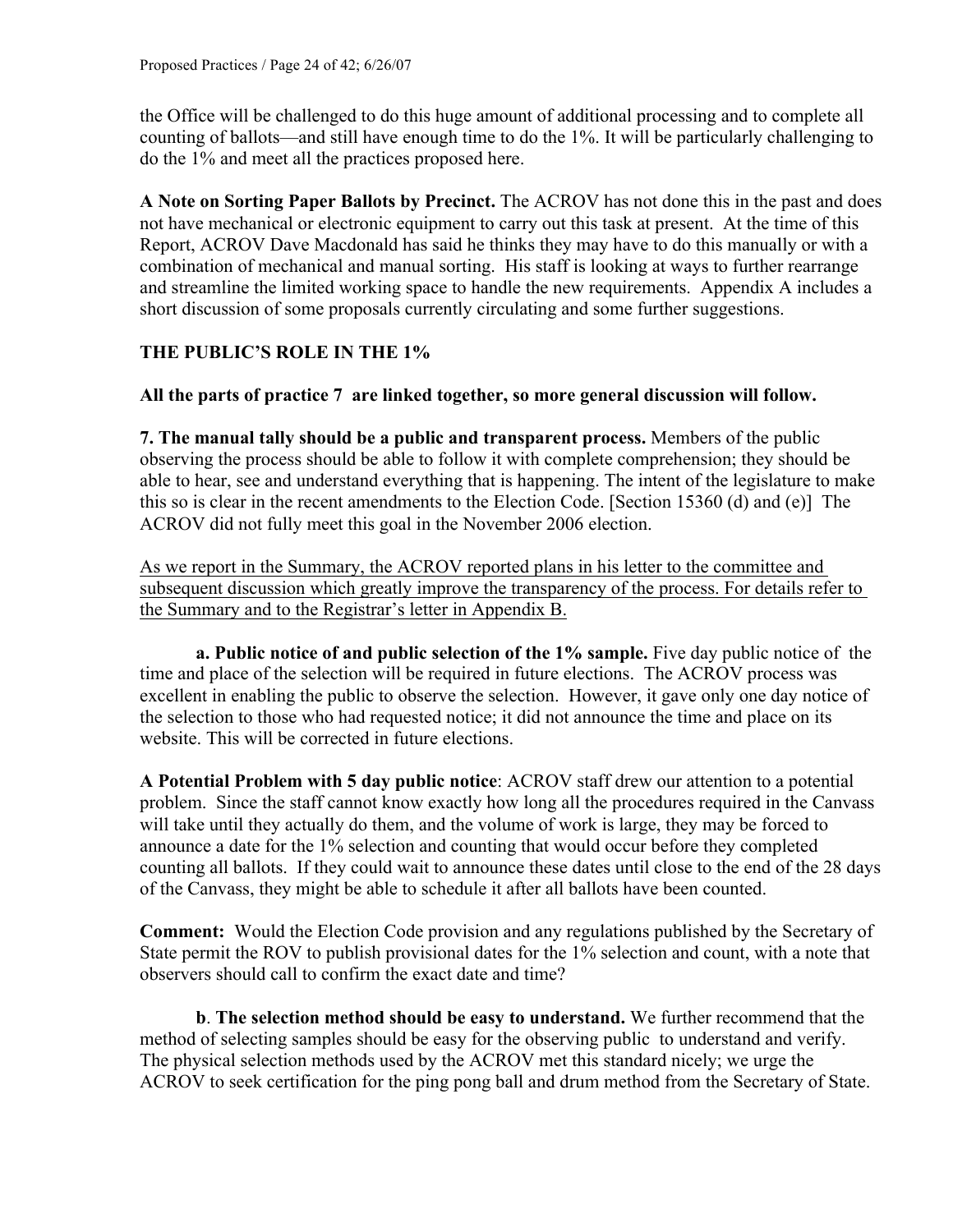the Office will be challenged to do this huge amount of additional processing and to complete all counting of ballots—and still have enough time to do the 1%. It will be particularly challenging to do the 1% and meet all the practices proposed here.

**A Note on Sorting Paper Ballots by Precinct.** The ACROV has not done this in the past and does not have mechanical or electronic equipment to carry out this task at present. At the time of this Report, ACROV Dave Macdonald has said he thinks they may have to do this manually or with a combination of mechanical and manual sorting. His staff is looking at ways to further rearrange and streamline the limited working space to handle the new requirements. Appendix A includes a short discussion of some proposals currently circulating and some further suggestions.

## THE PUBLIC'S ROLE IN THE 1%

**All the parts of practice 7 are linked together, so more general discussion will follow.**

**7. The manual tally should be a public and transparent process.** Members of the public observing the process should be able to follow it with complete comprehension; they should be able to hear, see and understand everything that is happening. The intent of the legislature to make this so is clear in the recent amendments to the Election Code. [Section 15360 (d) and (e)] The ACROV did not fully meet this goal in the November 2006 election.

<u>As we report in the Summary, the ACROV reported plans in his letter to the committee and subsequent discussion which greatly improve the transparency of the process. For details refer to the Summary and to the Registrar's letter in Appendix B.</u>

**a. Public notice of and public selection of the 1% sample.** Five day public notice of the time and place of the selection will be required in future elections. The ACROV process was excellent in enabling the public to observe the selection. However, it gave only one day notice of the selection to those who had requested notice; it did not announce the time and place on its website. This will be corrected in future elections.

**A Potential Problem with 5 day public notice**: ACROV staff drew our attention to a potential problem. Since the staff cannot know exactly how long all the procedures required in the Canvass will take until they actually do them, and the volume of work is large, they may be forced to announce a date for the 1% selection and counting that would occur before they completed counting all ballots. If they could wait to announce these dates until close to the end of the 28 days of the Canvass, they might be able to schedule it after all ballots have been counted.

**Comment:** Would the Election Code provision and any regulations published by the Secretary of State permit the ROV to publish provisional dates for the 1% selection and count, with a note that observers should call to confirm the exact date and time?

**b. The selection method should be easy to understand.** We further recommend that the method of selecting samples should be easy for the observing public to understand and verify. The physical selection methods used by the ACROV met this standard nicely; we urge the ACROV to seek certification for the ping pong ball and drum method from the Secretary of State.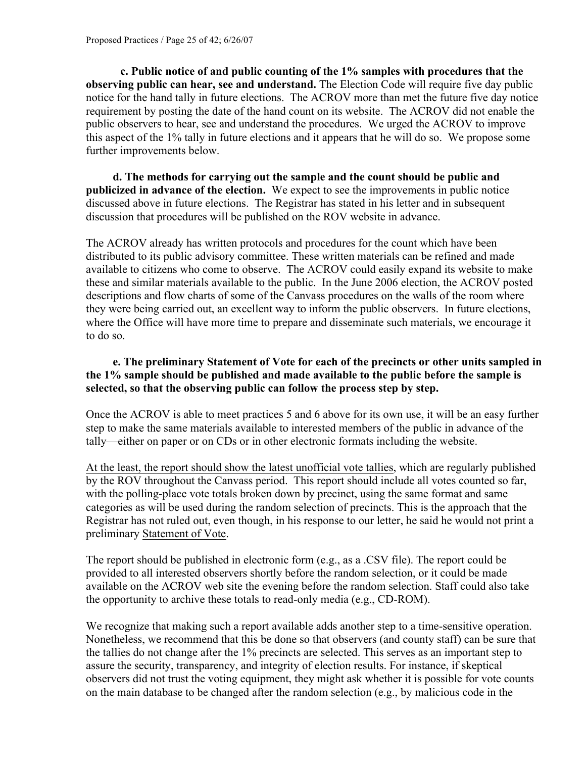**c. Public notice of and public counting of the 1% samples with procedures that the observing public can hear, see and understand.** The Election Code will require five day public notice for the hand tally in future elections. The ACROV more than met the future five day notice requirement by posting the date of the hand count on its website. The ACROV did not enable the public observers to hear, see and understand the procedures. We urged the ACROV to improve this aspect of the 1% tally in future elections and it appears that he will do so. We propose some further improvements below.

**d. The methods for carrying out the sample and the count should be public and publicized in advance of the election.** We expect to see the improvements in public notice discussed above in future elections. The Registrar has stated in his letter and in subsequent discussion that procedures will be published on the ROV website in advance.

The ACROV already has written protocols and procedures for the count which have been distributed to its public advisory committee. These written materials can be refined and made available to citizens who come to observe. The ACROV could easily expand its website to make these and similar materials available to the public. In the June 2006 election, the ACROV posted descriptions and flow charts of some of the Canvass procedures on the walls of the room where they were being carried out, an excellent way to inform the public observers. In future elections, where the Office will have more time to prepare and disseminate such materials, we encourage it to do so.

**e. The preliminary Statement of Vote for each of the precincts or other units sampled in the 1% sample should be published and made available to the public before the sample is selected, so that the observing public can follow the process step by step.**

Once the ACROV is able to meet practices 5 and 6 above for its own use, it will be an easy further step to make the same materials available to interested members of the public in advance of the tally—either on paper or on CDs or in other electronic formats including the website.

<u>At the least, the report should show the latest unofficial vote tallies</u>, which are regularly published by the ROV throughout the Canvass period. This report should include all votes counted so far, with the polling-place vote totals broken down by precinct, using the same format and same categories as will be used during the random selection of precincts. This is the approach that the Registrar has not ruled out, even though, in his response to our letter, he said he would not print a preliminary <u>Statement of Vote</u>.

The report should be published in electronic form (e.g., as a .CSV file). The report could be provided to all interested observers shortly before the random selection, or it could be made available on the ACROV web site the evening before the random selection. Staff could also take the opportunity to archive these totals to read-only media (e.g., CD-ROM).

We recognize that making such a report available adds another step to a time-sensitive operation. Nonetheless, we recommend that this be done so that observers (and county staff) can be sure that the tallies do not change after the 1% precincts are selected. This serves as an important step to assure the security, transparency, and integrity of election results. For instance, if skeptical observers did not trust the voting equipment, they might ask whether it is possible for vote counts on the main database to be changed after the random selection (e.g., by malicious code in the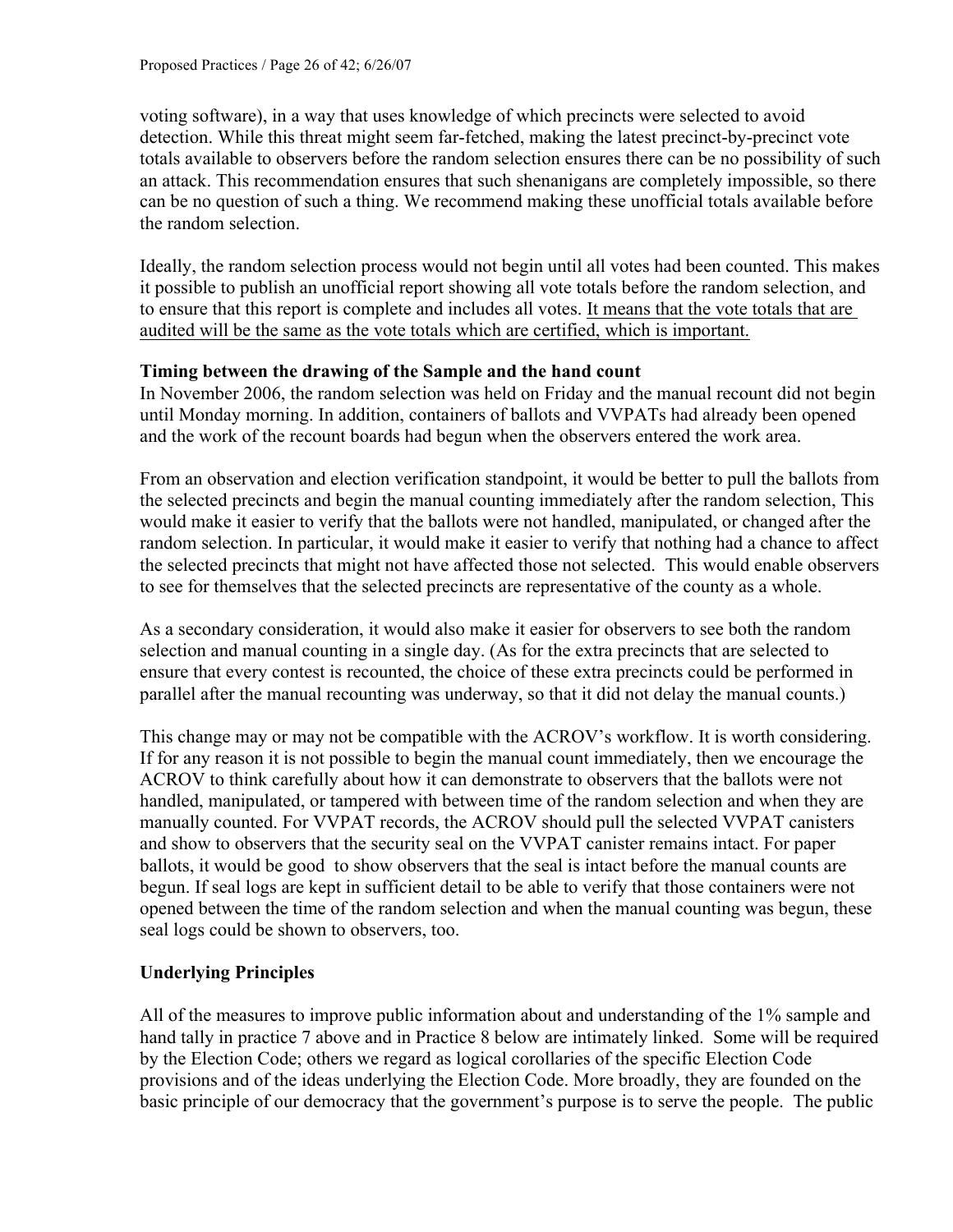voting software), in a way that uses knowledge of which precincts were selected to avoid detection. While this threat might seem far-fetched, making the latest precinct-by-precinct vote totals available to observers before the random selection ensures there can be no possibility of such an attack. This recommendation ensures that such shenanigans are completely impossible, so there can be no question of such a thing. We recommend making these unofficial totals available before the random selection.

Ideally, the random selection process would not begin until all votes had been counted. This makes it possible to publish an unofficial report showing all vote totals before the random selection, and to ensure that this report is complete and includes all votes. <u>It means that the vote totals that are audited will be the same as the vote totals which are certified, which is important.</u>

**Timing between the drawing of the Sample and the hand count**

In November 2006, the random selection was held on Friday and the manual recount did not begin until Monday morning. In addition, containers of ballots and VVPATs had already been opened and the work of the recount boards had begun when the observers entered the work area.

From an observation and election verification standpoint, it would be better to pull the ballots from the selected precincts and begin the manual counting immediately after the random selection, This would make it easier to verify that the ballots were not handled, manipulated, or changed after the random selection. In particular, it would make it easier to verify that nothing had a chance to affect the selected precincts that might not have affected those not selected. This would enable observers to see for themselves that the selected precincts are representative of the county as a whole.

As a secondary consideration, it would also make it easier for observers to see both the random selection and manual counting in a single day. (As for the extra precincts that are selected to ensure that every contest is recounted, the choice of these extra precincts could be performed in parallel after the manual recounting was underway, so that it did not delay the manual counts.)

This change may or may not be compatible with the ACROV's workflow. It is worth considering. If for any reason it is not possible to begin the manual count immediately, then we encourage the ACROV to think carefully about how it can demonstrate to observers that the ballots were not handled, manipulated, or tampered with between time of the random selection and when they are manually counted. For VVPAT records, the ACROV should pull the selected VVPAT canisters and show to observers that the security seal on the VVPAT canister remains intact. For paper ballots, it would be good to show observers that the seal is intact before the manual counts are begun. If seal logs are kept in sufficient detail to be able to verify that those containers were not opened between the time of the random selection and when the manual counting was begun, these seal logs could be shown to observers, too.

**Underlying Principles**

All of the measures to improve public information about and understanding of the 1% sample and hand tally in practice 7 above and in Practice 8 below are intimately linked. Some will be required by the Election Code; others we regard as logical corollaries of the specific Election Code provisions and of the ideas underlying the Election Code. More broadly, they are founded on the basic principle of our democracy that the government's purpose is to serve the people. The public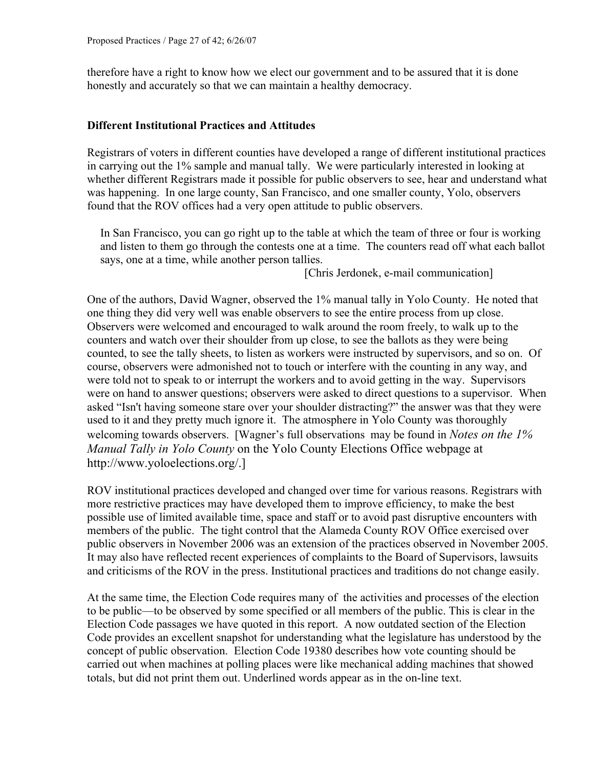therefore have a right to know how we elect our government and to be assured that it is done honestly and accurately so that we can maintain a healthy democracy.

### Different Institutional Practices and Attitudes

Registrars of voters in different counties have developed a range of different institutional practices in carrying out the 1% sample and manual tally. We were particularly interested in looking at whether different Registrars made it possible for public observers to see, hear and understand what was happening. In one large county, San Francisco, and one smaller county, Yolo, observers found that the ROV offices had a very open attitude to public observers.

> In San Francisco, you can go right up to the table at which the team of three or four is working and listen to them go through the contests one at a time. The counters read off what each ballot says, one at a time, while another person tallies.
>
> [Chris Jerdonek, e-mail communication]

One of the authors, David Wagner, observed the 1% manual tally in Yolo County. He noted that one thing they did very well was enable observers to see the entire process from up close. Observers were welcomed and encouraged to walk around the room freely, to walk up to the counters and watch over their shoulder from up close, to see the ballots as they were being counted, to see the tally sheets, to listen as workers were instructed by supervisors, and so on. Of course, observers were admonished not to touch or interfere with the counting in any way, and were told not to speak to or interrupt the workers and to avoid getting in the way. Supervisors were on hand to answer questions; observers were asked to direct questions to a supervisor. When asked "Isn't having someone stare over your shoulder distracting?" the answer was that they were used to it and they pretty much ignore it. The atmosphere in Yolo County was thoroughly welcoming towards observers. [Wagner's full observations may be found in *Notes on the 1% Manual Tally in Yolo County* on the Yolo County Elections Office webpage at http://www.yoloelections.org/.]

ROV institutional practices developed and changed over time for various reasons. Registrars with more restrictive practices may have developed them to improve efficiency, to make the best possible use of limited available time, space and staff or to avoid past disruptive encounters with members of the public. The tight control that the Alameda County ROV Office exercised over public observers in November 2006 was an extension of the practices observed in November 2005. It may also have reflected recent experiences of complaints to the Board of Supervisors, lawsuits and criticisms of the ROV in the press. Institutional practices and traditions do not change easily.

At the same time, the Election Code requires many of the activities and processes of the election to be public—to be observed by some specified or all members of the public. This is clear in the Election Code passages we have quoted in this report. A now outdated section of the Election Code provides an excellent snapshot for understanding what the legislature has understood by the concept of public observation. Election Code 19380 describes how vote counting should be carried out when machines at polling places were like mechanical adding machines that showed totals, but did not print them out. Underlined words appear as in the on-line text.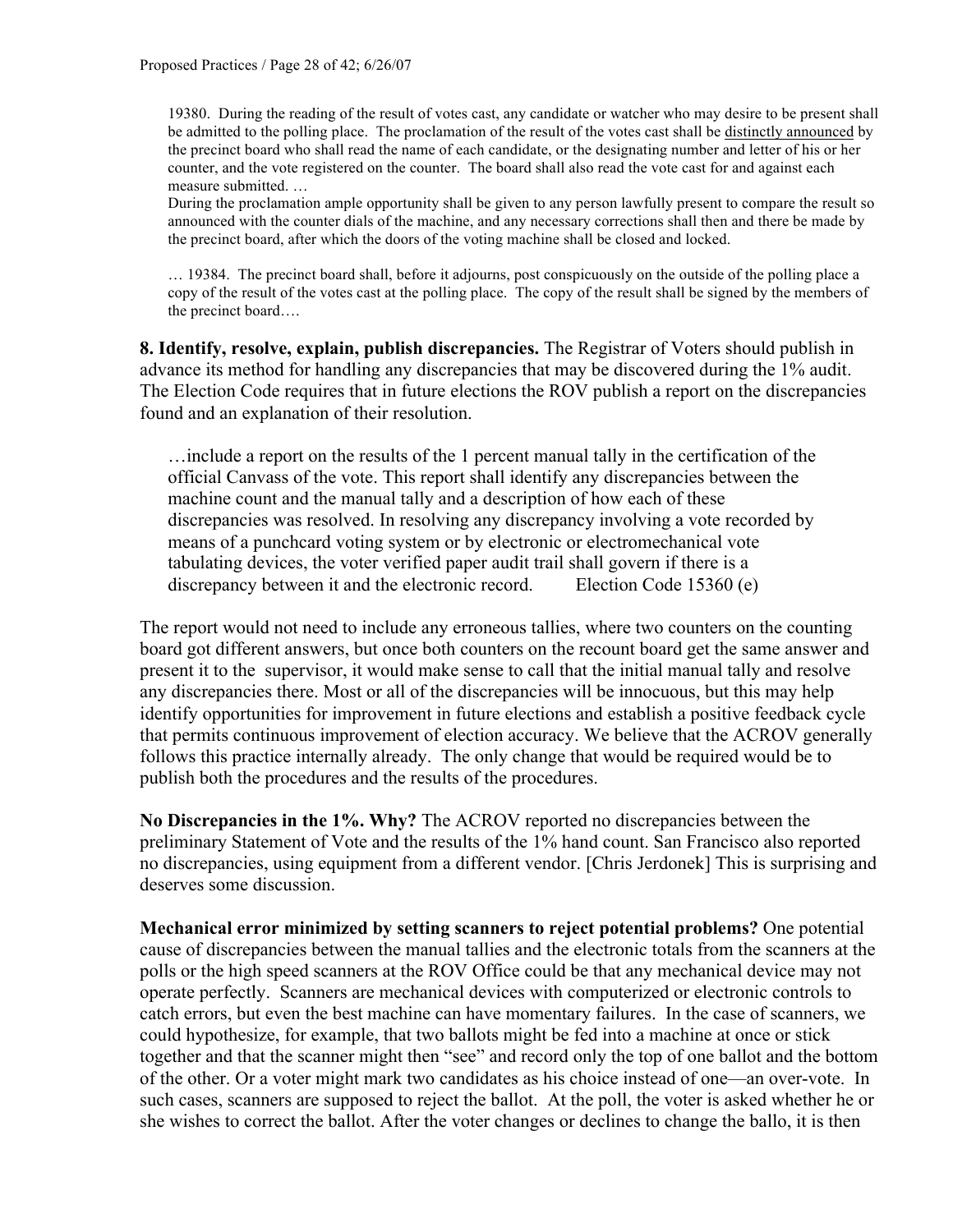19380. During the reading of the result of votes cast, any candidate or watcher who may desire to be present shall be admitted to the polling place. The proclamation of the result of the votes cast shall be <u>distinctly announced</u> by the precinct board who shall read the name of each candidate, or the designating number and letter of his or her counter, and the vote registered on the counter. The board shall also read the vote cast for and against each measure submitted. …
During the proclamation ample opportunity shall be given to any person lawfully present to compare the result so announced with the counter dials of the machine, and any necessary corrections shall then and there be made by the precinct board, after which the doors of the voting machine shall be closed and locked.

… 19384. The precinct board shall, before it adjourns, post conspicuously on the outside of the polling place a copy of the result of the votes cast at the polling place. The copy of the result shall be signed by the members of the precinct board….

**8. Identify, resolve, explain, publish discrepancies.** The Registrar of Voters should publish in advance its method for handling any discrepancies that may be discovered during the 1% audit. The Election Code requires that in future elections the ROV publish a report on the discrepancies found and an explanation of their resolution.

> …include a report on the results of the 1 percent manual tally in the certification of the official Canvass of the vote. This report shall identify any discrepancies between the machine count and the manual tally and a description of how each of these discrepancies was resolved. In resolving any discrepancy involving a vote recorded by means of a punchcard voting system or by electronic or electromechanical vote tabulating devices, the voter verified paper audit trail shall govern if there is a discrepancy between it and the electronic record. Election Code 15360 (e)

The report would not need to include any erroneous tallies, where two counters on the counting board got different answers, but once both counters on the recount board get the same answer and present it to the supervisor, it would make sense to call that the initial manual tally and resolve any discrepancies there. Most or all of the discrepancies will be innocuous, but this may help identify opportunities for improvement in future elections and establish a positive feedback cycle that permits continuous improvement of election accuracy. We believe that the ACROV generally follows this practice internally already. The only change that would be required would be to publish both the procedures and the results of the procedures.

**No Discrepancies in the 1%. Why?** The ACROV reported no discrepancies between the preliminary Statement of Vote and the results of the 1% hand count. San Francisco also reported no discrepancies, using equipment from a different vendor. [Chris Jerdonek] This is surprising and deserves some discussion.

**Mechanical error minimized by setting scanners to reject potential problems?** One potential cause of discrepancies between the manual tallies and the electronic totals from the scanners at the polls or the high speed scanners at the ROV Office could be that any mechanical device may not operate perfectly. Scanners are mechanical devices with computerized or electronic controls to catch errors, but even the best machine can have momentary failures. In the case of scanners, we could hypothesize, for example, that two ballots might be fed into a machine at once or stick together and that the scanner might then "see" and record only the top of one ballot and the bottom of the other. Or a voter might mark two candidates as his choice instead of one—an over-vote. In such cases, scanners are supposed to reject the ballot. At the poll, the voter is asked whether he or she wishes to correct the ballot. After the voter changes or declines to change the ballo, it is then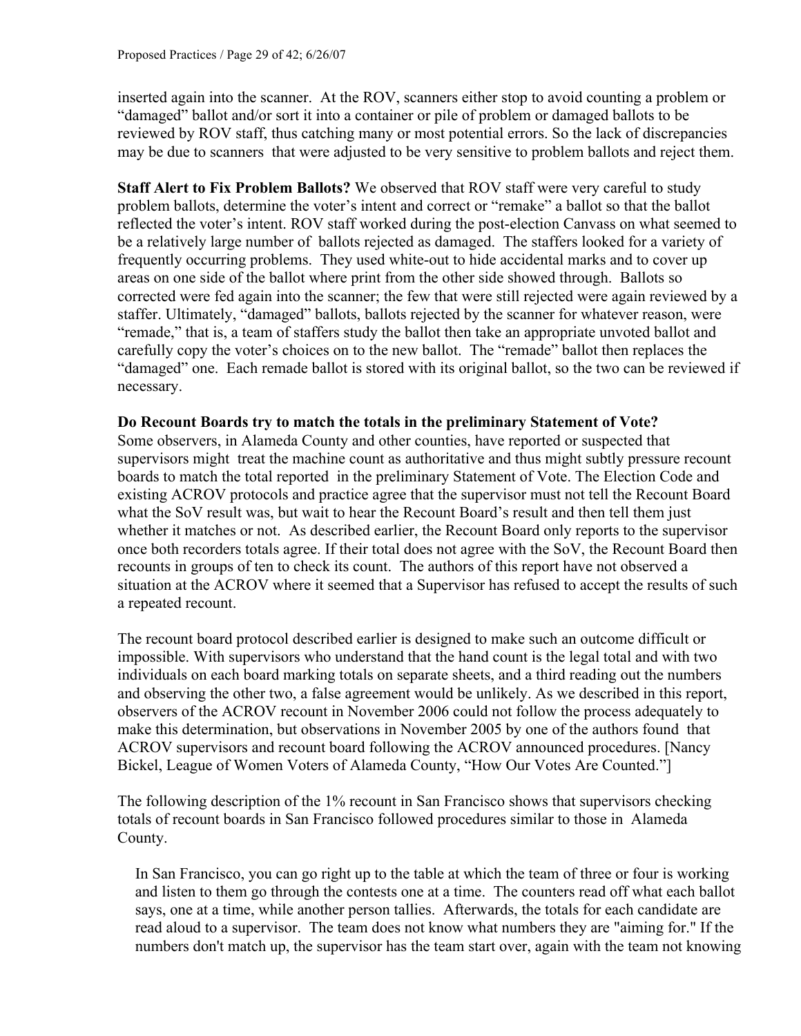inserted again into the scanner. At the ROV, scanners either stop to avoid counting a problem or "damaged" ballot and/or sort it into a container or pile of problem or damaged ballots to be reviewed by ROV staff, thus catching many or most potential errors. So the lack of discrepancies may be due to scanners that were adjusted to be very sensitive to problem ballots and reject them.

**Staff Alert to Fix Problem Ballots?** We observed that ROV staff were very careful to study problem ballots, determine the voter's intent and correct or "remake" a ballot so that the ballot reflected the voter's intent. ROV staff worked during the post-election Canvass on what seemed to be a relatively large number of ballots rejected as damaged. The staffers looked for a variety of frequently occurring problems. They used white-out to hide accidental marks and to cover up areas on one side of the ballot where print from the other side showed through. Ballots so corrected were fed again into the scanner; the few that were still rejected were again reviewed by a staffer. Ultimately, "damaged" ballots, ballots rejected by the scanner for whatever reason, were "remade," that is, a team of staffers study the ballot then take an appropriate unvoted ballot and carefully copy the voter's choices on to the new ballot. The "remade" ballot then replaces the "damaged" one. Each remade ballot is stored with its original ballot, so the two can be reviewed if necessary.

**Do Recount Boards try to match the totals in the preliminary Statement of Vote?**
Some observers, in Alameda County and other counties, have reported or suspected that supervisors might treat the machine count as authoritative and thus might subtly pressure recount boards to match the total reported in the preliminary Statement of Vote. The Election Code and existing ACROV protocols and practice agree that the supervisor must not tell the Recount Board what the SoV result was, but wait to hear the Recount Board's result and then tell them just whether it matches or not. As described earlier, the Recount Board only reports to the supervisor once both recorders totals agree. If their total does not agree with the SoV, the Recount Board then recounts in groups of ten to check its count. The authors of this report have not observed a situation at the ACROV where it seemed that a Supervisor has refused to accept the results of such a repeated recount.

The recount board protocol described earlier is designed to make such an outcome difficult or impossible. With supervisors who understand that the hand count is the legal total and with two individuals on each board marking totals on separate sheets, and a third reading out the numbers and observing the other two, a false agreement would be unlikely. As we described in this report, observers of the ACROV recount in November 2006 could not follow the process adequately to make this determination, but observations in November 2005 by one of the authors found that ACROV supervisors and recount board following the ACROV announced procedures. [Nancy Bickel, League of Women Voters of Alameda County, "How Our Votes Are Counted."]

The following description of the 1% recount in San Francisco shows that supervisors checking totals of recount boards in San Francisco followed procedures similar to those in Alameda County.

> In San Francisco, you can go right up to the table at which the team of three or four is working and listen to them go through the contests one at a time. The counters read off what each ballot says, one at a time, while another person tallies. Afterwards, the totals for each candidate are read aloud to a supervisor. The team does not know what numbers they are "aiming for." If the numbers don't match up, the supervisor has the team start over, again with the team not knowing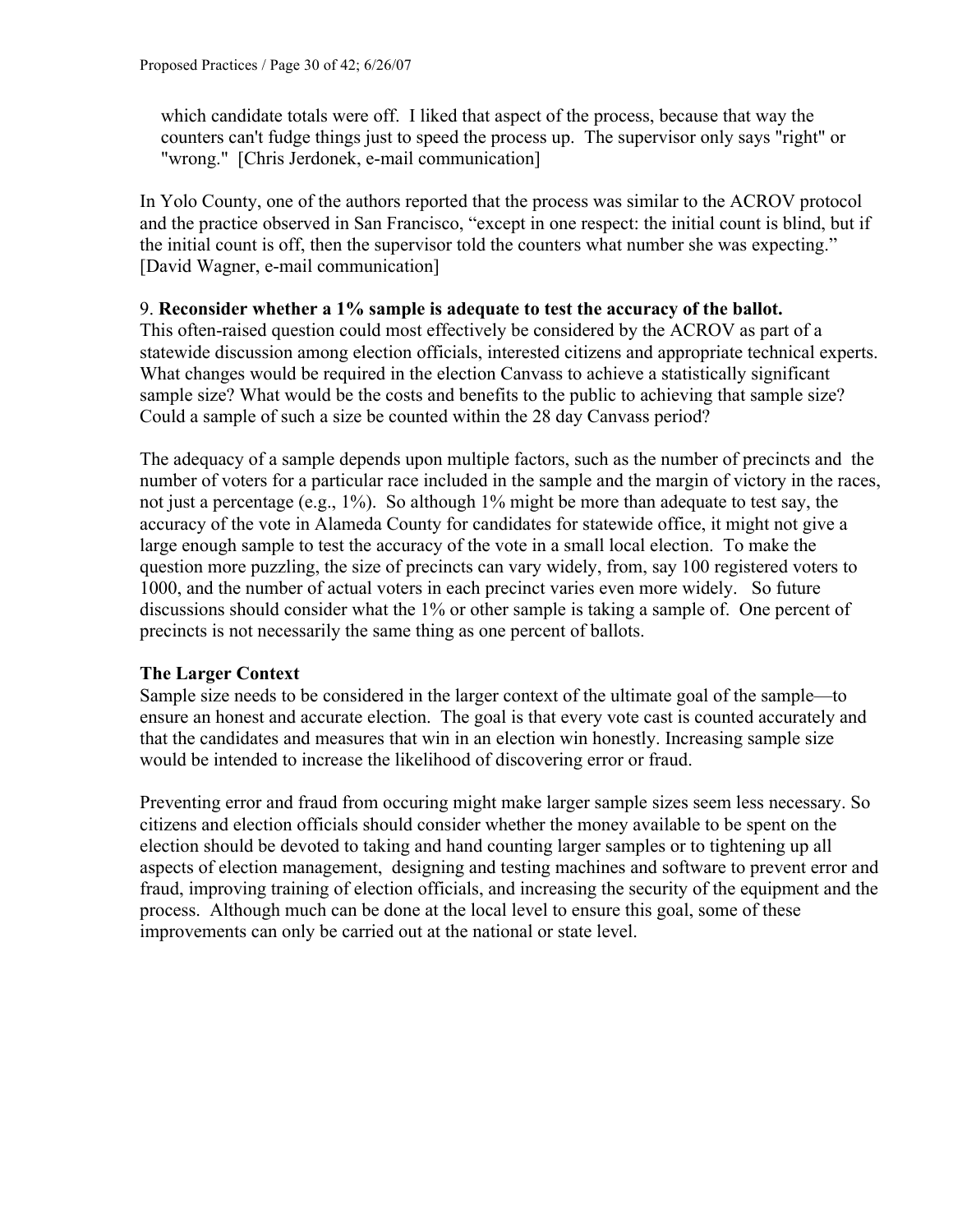> which candidate totals were off. I liked that aspect of the process, because that way the counters can't fudge things just to speed the process up. The supervisor only says "right" or "wrong." [Chris Jerdonek, e-mail communication]

In Yolo County, one of the authors reported that the process was similar to the ACROV protocol and the practice observed in San Francisco, "except in one respect: the initial count is blind, but if the initial count is off, then the supervisor told the counters what number she was expecting." [David Wagner, e-mail communication]

9. **Reconsider whether a 1% sample is adequate to test the accuracy of the ballot.**
This often-raised question could most effectively be considered by the ACROV as part of a statewide discussion among election officials, interested citizens and appropriate technical experts. What changes would be required in the election Canvass to achieve a statistically significant sample size? What would be the costs and benefits to the public to achieving that sample size? Could a sample of such a size be counted within the 28 day Canvass period?

The adequacy of a sample depends upon multiple factors, such as the number of precincts and the number of voters for a particular race included in the sample and the margin of victory in the races, not just a percentage (e.g., 1%). So although 1% might be more than adequate to test say, the accuracy of the vote in Alameda County for candidates for statewide office, it might not give a large enough sample to test the accuracy of the vote in a small local election. To make the question more puzzling, the size of precincts can vary widely, from, say 100 registered voters to 1000, and the number of actual voters in each precinct varies even more widely. So future discussions should consider what the 1% or other sample is taking a sample of. One percent of precincts is not necessarily the same thing as one percent of ballots.

**The Larger Context**
Sample size needs to be considered in the larger context of the ultimate goal of the sample—to ensure an honest and accurate election. The goal is that every vote cast is counted accurately and that the candidates and measures that win in an election win honestly. Increasing sample size would be intended to increase the likelihood of discovering error or fraud.

Preventing error and fraud from occuring might make larger sample sizes seem less necessary. So citizens and election officials should consider whether the money available to be spent on the election should be devoted to taking and hand counting larger samples or to tightening up all aspects of election management, designing and testing machines and software to prevent error and fraud, improving training of election officials, and increasing the security of the equipment and the process. Although much can be done at the local level to ensure this goal, some of these improvements can only be carried out at the national or state level.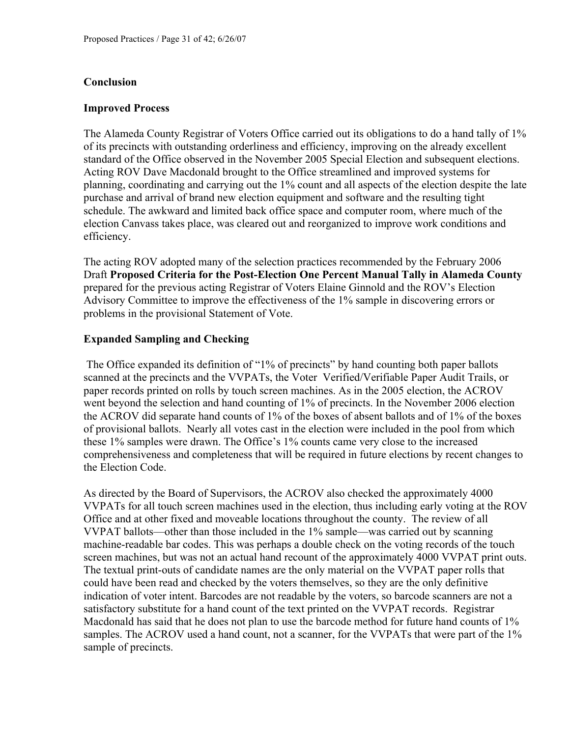## Conclusion

### Improved Process

The Alameda County Registrar of Voters Office carried out its obligations to do a hand tally of 1% of its precincts with outstanding orderliness and efficiency, improving on the already excellent standard of the Office observed in the November 2005 Special Election and subsequent elections. Acting ROV Dave Macdonald brought to the Office streamlined and improved systems for planning, coordinating and carrying out the 1% count and all aspects of the election despite the late purchase and arrival of brand new election equipment and software and the resulting tight schedule. The awkward and limited back office space and computer room, where much of the election Canvass takes place, was cleared out and reorganized to improve work conditions and efficiency.

The acting ROV adopted many of the selection practices recommended by the February 2006 Draft **Proposed Criteria for the Post-Election One Percent Manual Tally in Alameda County** prepared for the previous acting Registrar of Voters Elaine Ginnold and the ROV's Election Advisory Committee to improve the effectiveness of the 1% sample in discovering errors or problems in the provisional Statement of Vote.

### Expanded Sampling and Checking

The Office expanded its definition of "1% of precincts" by hand counting both paper ballots scanned at the precincts and the VVPATs, the Voter Verified/Verifiable Paper Audit Trails, or paper records printed on rolls by touch screen machines. As in the 2005 election, the ACROV went beyond the selection and hand counting of 1% of precincts. In the November 2006 election the ACROV did separate hand counts of 1% of the boxes of absent ballots and of 1% of the boxes of provisional ballots. Nearly all votes cast in the election were included in the pool from which these 1% samples were drawn. The Office's 1% counts came very close to the increased comprehensiveness and completeness that will be required in future elections by recent changes to the Election Code.

As directed by the Board of Supervisors, the ACROV also checked the approximately 4000 VVPATs for all touch screen machines used in the election, thus including early voting at the ROV Office and at other fixed and moveable locations throughout the county. The review of all VVPAT ballots—other than those included in the 1% sample—was carried out by scanning machine-readable bar codes. This was perhaps a double check on the voting records of the touch screen machines, but was not an actual hand recount of the approximately 4000 VVPAT print outs. The textual print-outs of candidate names are the only material on the VVPAT paper rolls that could have been read and checked by the voters themselves, so they are the only definitive indication of voter intent. Barcodes are not readable by the voters, so barcode scanners are not a satisfactory substitute for a hand count of the text printed on the VVPAT records. Registrar Macdonald has said that he does not plan to use the barcode method for future hand counts of 1% samples. The ACROV used a hand count, not a scanner, for the VVPATs that were part of the 1% sample of precincts.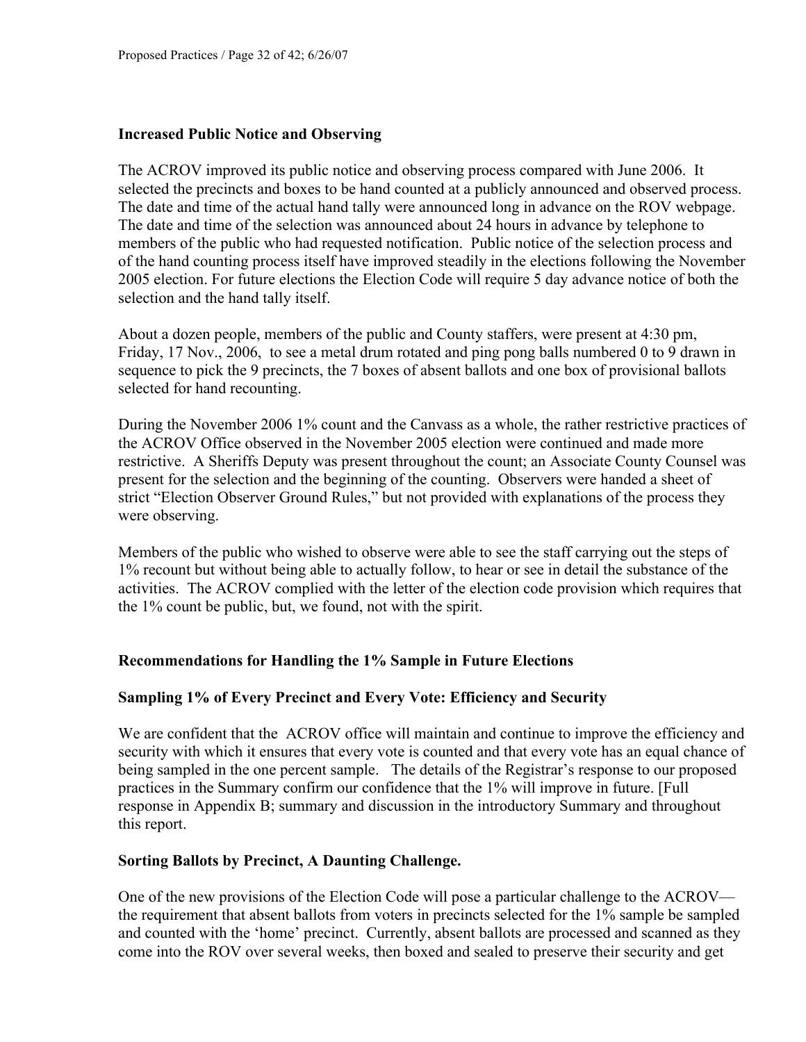**Increased Public Notice and Observing**

The ACROV improved its public notice and observing process compared with June 2006. It selected the precincts and boxes to be hand counted at a publicly announced and observed process. The date and time of the actual hand tally were announced long in advance on the ROV webpage. The date and time of the selection was announced about 24 hours in advance by telephone to members of the public who had requested notification. Public notice of the selection process and of the hand counting process itself have improved steadily in the elections following the November 2005 election. For future elections the Election Code will require 5 day advance notice of both the selection and the hand tally itself.

About a dozen people, members of the public and County staffers, were present at 4:30 pm, Friday, 17 Nov., 2006, to see a metal drum rotated and ping pong balls numbered 0 to 9 drawn in sequence to pick the 9 precincts, the 7 boxes of absent ballots and one box of provisional ballots selected for hand recounting.

During the November 2006 1% count and the Canvass as a whole, the rather restrictive practices of the ACROV Office observed in the November 2005 election were continued and made more restrictive. A Sheriffs Deputy was present throughout the count; an Associate County Counsel was present for the selection and the beginning of the counting. Observers were handed a sheet of strict "Election Observer Ground Rules," but not provided with explanations of the process they were observing.

Members of the public who wished to observe were able to see the staff carrying out the steps of 1% recount but without being able to actually follow, to hear or see in detail the substance of the activities. The ACROV complied with the letter of the election code provision which requires that the 1% count be public, but, we found, not with the spirit.

**Recommendations for Handling the 1% Sample in Future Elections**

**Sampling 1% of Every Precinct and Every Vote: Efficiency and Security**

We are confident that the ACROV office will maintain and continue to improve the efficiency and security with which it ensures that every vote is counted and that every vote has an equal chance of being sampled in the one percent sample. The details of the Registrar's response to our proposed practices in the Summary confirm our confidence that the 1% will improve in future. [Full response in Appendix B; summary and discussion in the introductory Summary and throughout this report.

**Sorting Ballots by Precinct, A Daunting Challenge.**

One of the new provisions of the Election Code will pose a particular challenge to the ACROV—the requirement that absent ballots from voters in precincts selected for the 1% sample be sampled and counted with the 'home' precinct. Currently, absent ballots are processed and scanned as they come into the ROV over several weeks, then boxed and sealed to preserve their security and get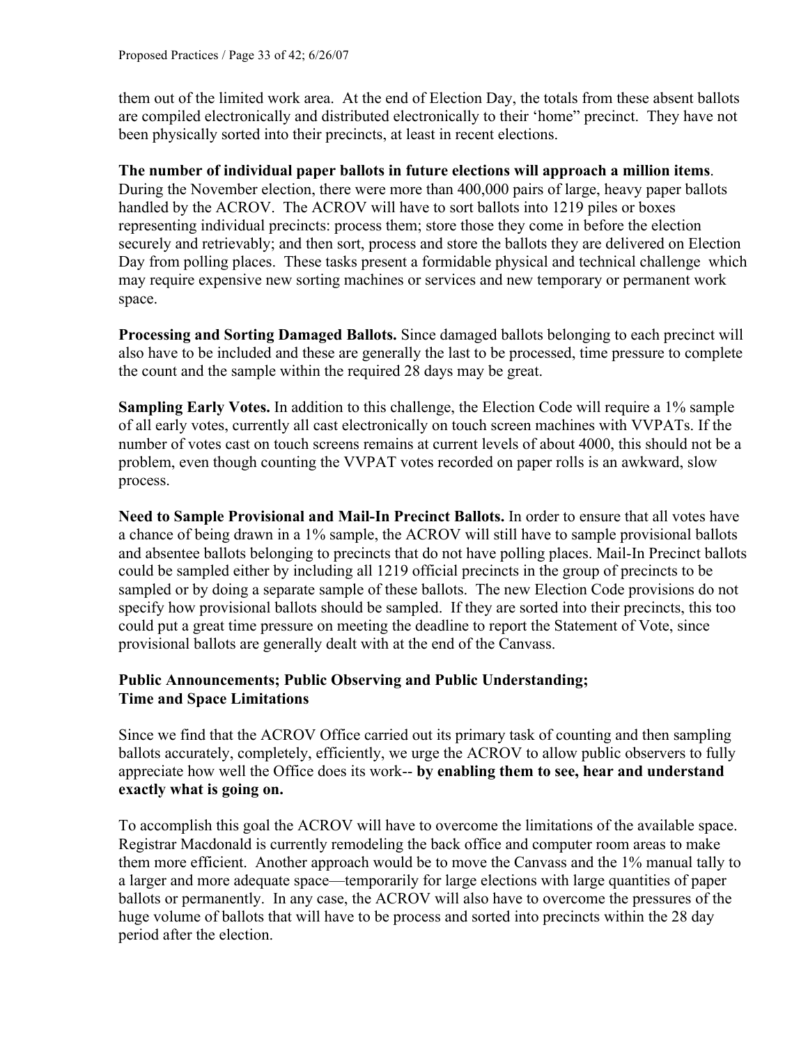them out of the limited work area. At the end of Election Day, the totals from these absent ballots are compiled electronically and distributed electronically to their 'home" precinct. They have not been physically sorted into their precincts, at least in recent elections.

**The number of individual paper ballots in future elections will approach a million items**. During the November election, there were more than 400,000 pairs of large, heavy paper ballots handled by the ACROV. The ACROV will have to sort ballots into 1219 piles or boxes representing individual precincts: process them; store those they come in before the election securely and retrievably; and then sort, process and store the ballots they are delivered on Election Day from polling places. These tasks present a formidable physical and technical challenge which may require expensive new sorting machines or services and new temporary or permanent work space.

**Processing and Sorting Damaged Ballots.** Since damaged ballots belonging to each precinct will also have to be included and these are generally the last to be processed, time pressure to complete the count and the sample within the required 28 days may be great.

**Sampling Early Votes.** In addition to this challenge, the Election Code will require a 1% sample of all early votes, currently all cast electronically on touch screen machines with VVPATs. If the number of votes cast on touch screens remains at current levels of about 4000, this should not be a problem, even though counting the VVPAT votes recorded on paper rolls is an awkward, slow process.

**Need to Sample Provisional and Mail-In Precinct Ballots.** In order to ensure that all votes have a chance of being drawn in a 1% sample, the ACROV will still have to sample provisional ballots and absentee ballots belonging to precincts that do not have polling places. Mail-In Precinct ballots could be sampled either by including all 1219 official precincts in the group of precincts to be sampled or by doing a separate sample of these ballots. The new Election Code provisions do not specify how provisional ballots should be sampled. If they are sorted into their precincts, this too could put a great time pressure on meeting the deadline to report the Statement of Vote, since provisional ballots are generally dealt with at the end of the Canvass.

### Public Announcements; Public Observing and Public Understanding; Time and Space Limitations

Since we find that the ACROV Office carried out its primary task of counting and then sampling ballots accurately, completely, efficiently, we urge the ACROV to allow public observers to fully appreciate how well the Office does its work-- **by enabling them to see, hear and understand exactly what is going on.**

To accomplish this goal the ACROV will have to overcome the limitations of the available space. Registrar Macdonald is currently remodeling the back office and computer room areas to make them more efficient. Another approach would be to move the Canvass and the 1% manual tally to a larger and more adequate space—temporarily for large elections with large quantities of paper ballots or permanently. In any case, the ACROV will also have to overcome the pressures of the huge volume of ballots that will have to be process and sorted into precincts within the 28 day period after the election.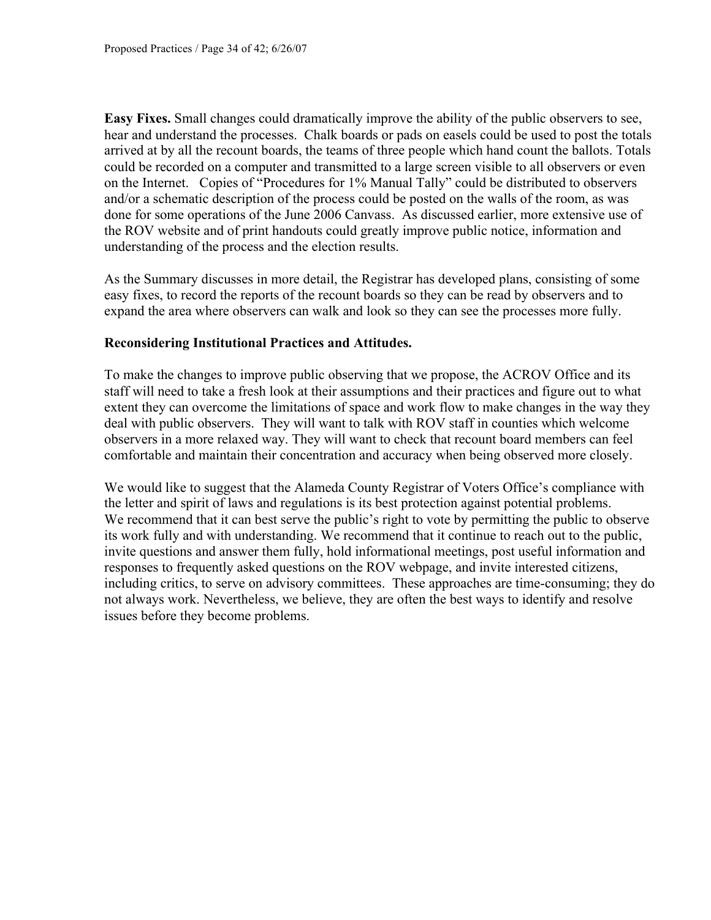**Easy Fixes.** Small changes could dramatically improve the ability of the public observers to see, hear and understand the processes. Chalk boards or pads on easels could be used to post the totals arrived at by all the recount boards, the teams of three people which hand count the ballots. Totals could be recorded on a computer and transmitted to a large screen visible to all observers or even on the Internet. Copies of "Procedures for 1% Manual Tally" could be distributed to observers and/or a schematic description of the process could be posted on the walls of the room, as was done for some operations of the June 2006 Canvass. As discussed earlier, more extensive use of the ROV website and of print handouts could greatly improve public notice, information and understanding of the process and the election results.

As the Summary discusses in more detail, the Registrar has developed plans, consisting of some easy fixes, to record the reports of the recount boards so they can be read by observers and to expand the area where observers can walk and look so they can see the processes more fully.

**Reconsidering Institutional Practices and Attitudes.**

To make the changes to improve public observing that we propose, the ACROV Office and its staff will need to take a fresh look at their assumptions and their practices and figure out to what extent they can overcome the limitations of space and work flow to make changes in the way they deal with public observers. They will want to talk with ROV staff in counties which welcome observers in a more relaxed way. They will want to check that recount board members can feel comfortable and maintain their concentration and accuracy when being observed more closely.

We would like to suggest that the Alameda County Registrar of Voters Office's compliance with the letter and spirit of laws and regulations is its best protection against potential problems. We recommend that it can best serve the public's right to vote by permitting the public to observe its work fully and with understanding. We recommend that it continue to reach out to the public, invite questions and answer them fully, hold informational meetings, post useful information and responses to frequently asked questions on the ROV webpage, and invite interested citizens, including critics, to serve on advisory committees. These approaches are time-consuming; they do not always work. Nevertheless, we believe, they are often the best ways to identify and resolve issues before they become problems.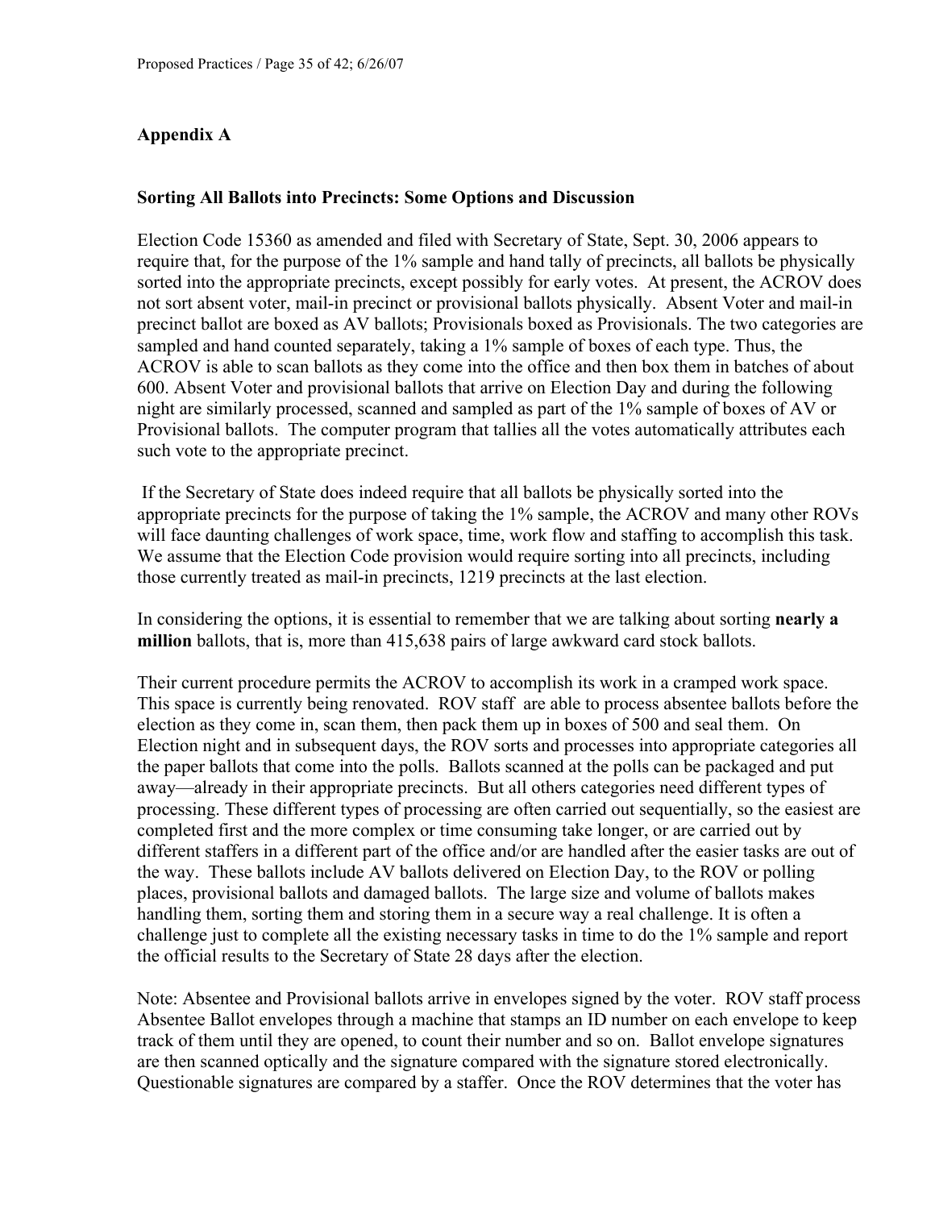## Appendix A

### Sorting All Ballots into Precincts: Some Options and Discussion

Election Code 15360 as amended and filed with Secretary of State, Sept. 30, 2006 appears to require that, for the purpose of the 1% sample and hand tally of precincts, all ballots be physically sorted into the appropriate precincts, except possibly for early votes. At present, the ACROV does not sort absent voter, mail-in precinct or provisional ballots physically. Absent Voter and mail-in precinct ballot are boxed as AV ballots; Provisionals boxed as Provisionals. The two categories are sampled and hand counted separately, taking a 1% sample of boxes of each type. Thus, the ACROV is able to scan ballots as they come into the office and then box them in batches of about 600. Absent Voter and provisional ballots that arrive on Election Day and during the following night are similarly processed, scanned and sampled as part of the 1% sample of boxes of AV or Provisional ballots. The computer program that tallies all the votes automatically attributes each such vote to the appropriate precinct.

If the Secretary of State does indeed require that all ballots be physically sorted into the appropriate precincts for the purpose of taking the 1% sample, the ACROV and many other ROVs will face daunting challenges of work space, time, work flow and staffing to accomplish this task. We assume that the Election Code provision would require sorting into all precincts, including those currently treated as mail-in precincts, 1219 precincts at the last election.

In considering the options, it is essential to remember that we are talking about sorting **nearly a million** ballots, that is, more than 415,638 pairs of large awkward card stock ballots.

Their current procedure permits the ACROV to accomplish its work in a cramped work space. This space is currently being renovated. ROV staff are able to process absentee ballots before the election as they come in, scan them, then pack them up in boxes of 500 and seal them. On Election night and in subsequent days, the ROV sorts and processes into appropriate categories all the paper ballots that come into the polls. Ballots scanned at the polls can be packaged and put away—already in their appropriate precincts. But all others categories need different types of processing. These different types of processing are often carried out sequentially, so the easiest are completed first and the more complex or time consuming take longer, or are carried out by different staffers in a different part of the office and/or are handled after the easier tasks are out of the way. These ballots include AV ballots delivered on Election Day, to the ROV or polling places, provisional ballots and damaged ballots. The large size and volume of ballots makes handling them, sorting them and storing them in a secure way a real challenge. It is often a challenge just to complete all the existing necessary tasks in time to do the 1% sample and report the official results to the Secretary of State 28 days after the election.

Note: Absentee and Provisional ballots arrive in envelopes signed by the voter. ROV staff process Absentee Ballot envelopes through a machine that stamps an ID number on each envelope to keep track of them until they are opened, to count their number and so on. Ballot envelope signatures are then scanned optically and the signature compared with the signature stored electronically. Questionable signatures are compared by a staffer. Once the ROV determines that the voter has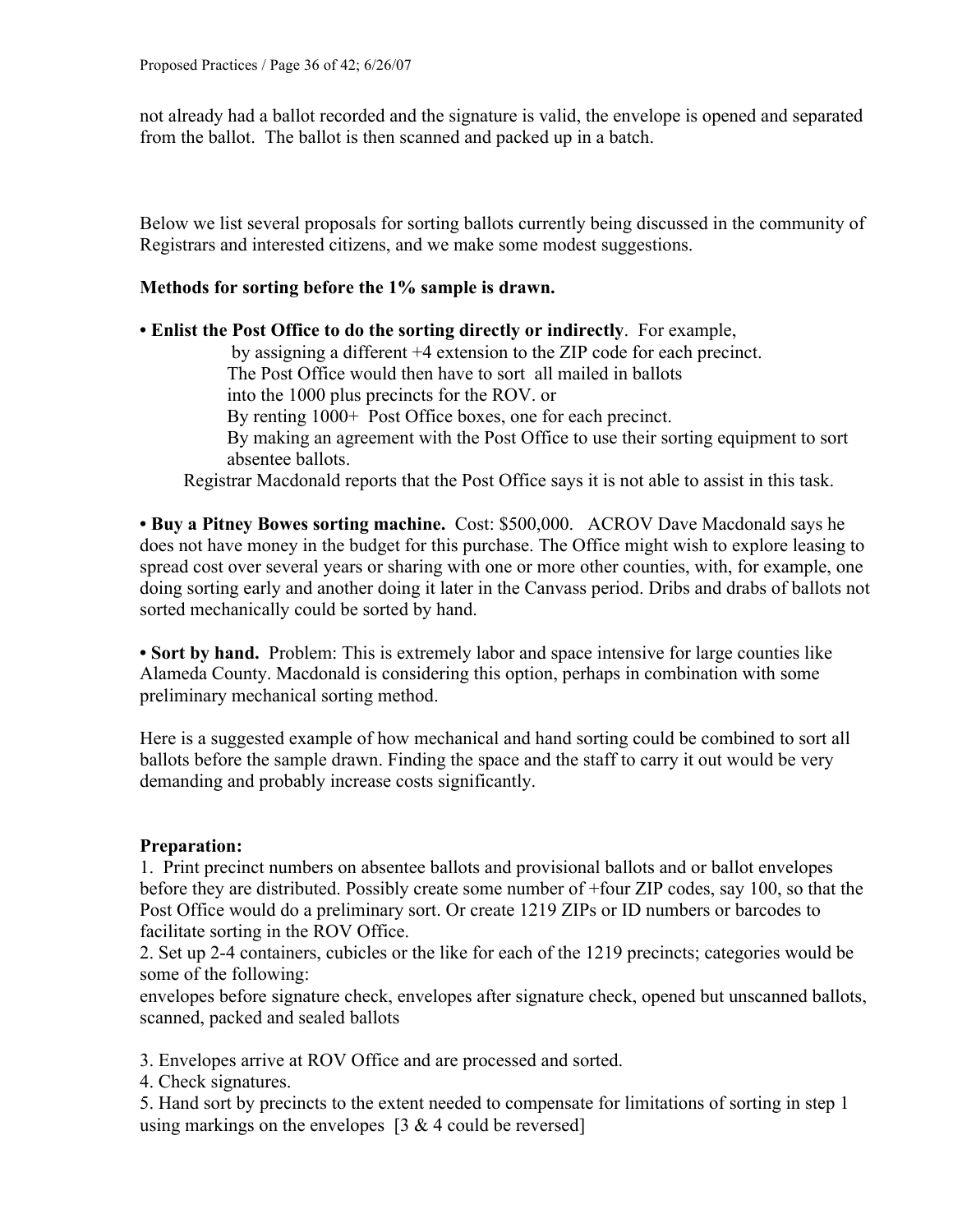not already had a ballot recorded and the signature is valid, the envelope is opened and separated from the ballot. The ballot is then scanned and packed up in a batch.

Below we list several proposals for sorting ballots currently being discussed in the community of Registrars and interested citizens, and we make some modest suggestions.

**Methods for sorting before the 1% sample is drawn.**

**• Enlist the Post Office to do the sorting directly or indirectly**. For example,

by assigning a different +4 extension to the ZIP code for each precinct.
The Post Office would then have to sort all mailed in ballots
into the 1000 plus precincts for the ROV. or
By renting 1000+ Post Office boxes, one for each precinct.
By making an agreement with the Post Office to use their sorting equipment to sort absentee ballots.

Registrar Macdonald reports that the Post Office says it is not able to assist in this task.

**• Buy a Pitney Bowes sorting machine.** Cost: $500,000. ACROV Dave Macdonald says he does not have money in the budget for this purchase. The Office might wish to explore leasing to spread cost over several years or sharing with one or more other counties, with, for example, one doing sorting early and another doing it later in the Canvass period. Dribs and drabs of ballots not sorted mechanically could be sorted by hand.

**• Sort by hand.** Problem: This is extremely labor and space intensive for large counties like Alameda County. Macdonald is considering this option, perhaps in combination with some preliminary mechanical sorting method.

Here is a suggested example of how mechanical and hand sorting could be combined to sort all ballots before the sample drawn. Finding the space and the staff to carry it out would be very demanding and probably increase costs significantly.

**Preparation:**

1. Print precinct numbers on absentee ballots and provisional ballots and or ballot envelopes before they are distributed. Possibly create some number of +four ZIP codes, say 100, so that the Post Office would do a preliminary sort. Or create 1219 ZIPs or ID numbers or barcodes to facilitate sorting in the ROV Office.
2. Set up 2-4 containers, cubicles or the like for each of the 1219 precincts; categories would be some of the following:
envelopes before signature check, envelopes after signature check, opened but unscanned ballots, scanned, packed and sealed ballots

3. Envelopes arrive at ROV Office and are processed and sorted.
4. Check signatures.
5. Hand sort by precincts to the extent needed to compensate for limitations of sorting in step 1 using markings on the envelopes [3 & 4 could be reversed]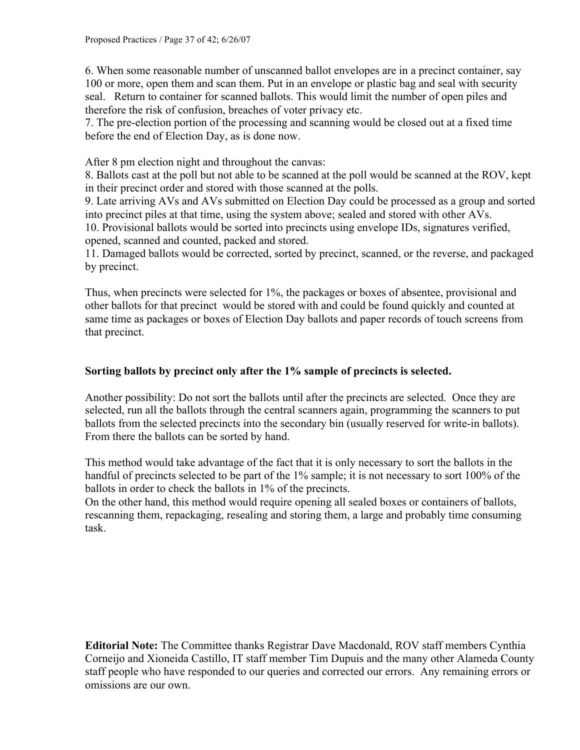6. When some reasonable number of unscanned ballot envelopes are in a precinct container, say 100 or more, open them and scan them. Put in an envelope or plastic bag and seal with security seal. Return to container for scanned ballots. This would limit the number of open piles and therefore the risk of confusion, breaches of voter privacy etc.
7. The pre-election portion of the processing and scanning would be closed out at a fixed time before the end of Election Day, as is done now.

After 8 pm election night and throughout the canvas:
8. Ballots cast at the poll but not able to be scanned at the poll would be scanned at the ROV, kept in their precinct order and stored with those scanned at the polls.
9. Late arriving AVs and AVs submitted on Election Day could be processed as a group and sorted into precinct piles at that time, using the system above; sealed and stored with other AVs.
10. Provisional ballots would be sorted into precincts using envelope IDs, signatures verified, opened, scanned and counted, packed and stored.
11. Damaged ballots would be corrected, sorted by precinct, scanned, or the reverse, and packaged by precinct.

Thus, when precincts were selected for 1%, the packages or boxes of absentee, provisional and other ballots for that precinct would be stored with and could be found quickly and counted at same time as packages or boxes of Election Day ballots and paper records of touch screens from that precinct.

**Sorting ballots by precinct only after the 1% sample of precincts is selected.**

Another possibility: Do not sort the ballots until after the precincts are selected. Once they are selected, run all the ballots through the central scanners again, programming the scanners to put ballots from the selected precincts into the secondary bin (usually reserved for write-in ballots). From there the ballots can be sorted by hand.

This method would take advantage of the fact that it is only necessary to sort the ballots in the handful of precincts selected to be part of the 1% sample; it is not necessary to sort 100% of the ballots in order to check the ballots in 1% of the precincts.
On the other hand, this method would require opening all sealed boxes or containers of ballots, rescanning them, repackaging, resealing and storing them, a large and probably time consuming task.

**Editorial Note:** The Committee thanks Registrar Dave Macdonald, ROV staff members Cynthia Corneijo and Xioneida Castillo, IT staff member Tim Dupuis and the many other Alameda County staff people who have responded to our queries and corrected our errors. Any remaining errors or omissions are our own.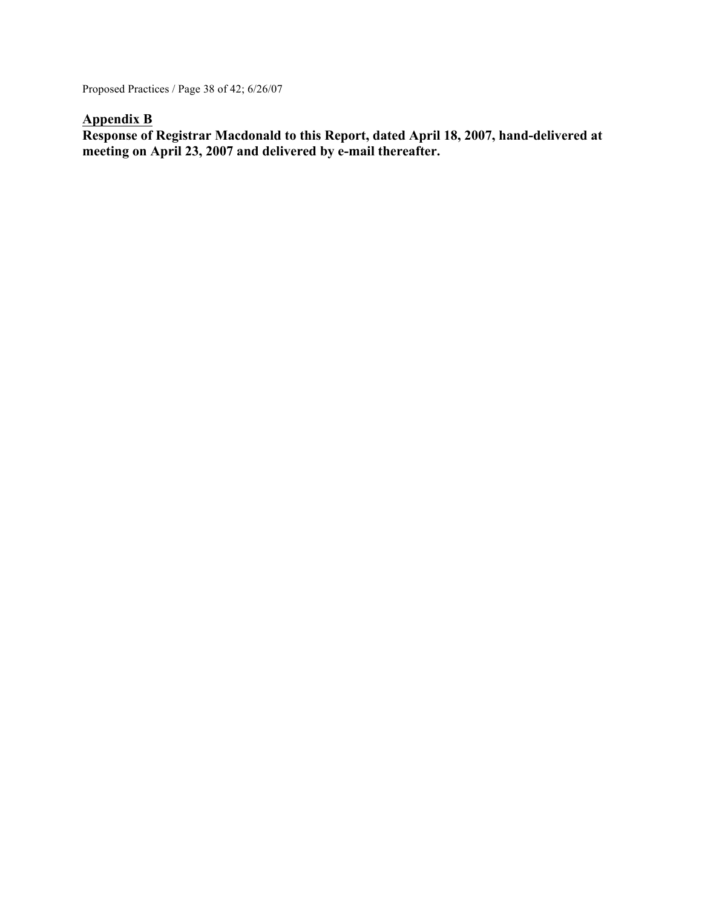## Appendix B

**Response of Registrar Macdonald to this Report, dated April 18, 2007, hand-delivered at meeting on April 23, 2007 and delivered by e-mail thereafter.**